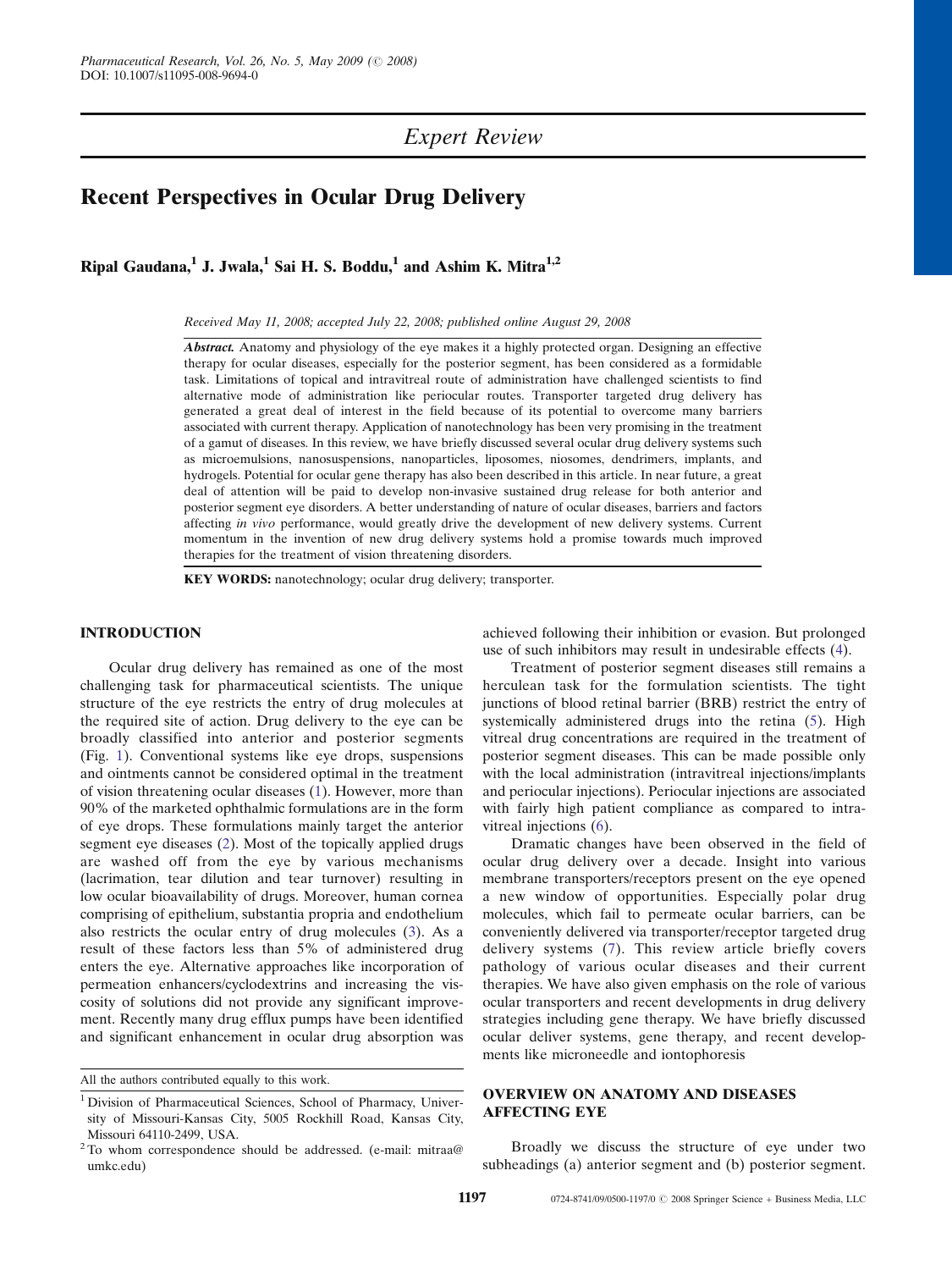Expert Review

# Recent Perspectives in Ocular Drug Delivery

**Ripal Gaudana,[1] J. Jwala,[1] Sai H. S. Boddu,[1] and Ashim K. Mitra[1,2]**

*Received May 11, 2008; accepted July 22, 2008; published online August 29, 2008*

***Abstract.*** Anatomy and physiology of the eye makes it a highly protected organ. Designing an effective therapy for ocular diseases, especially for the posterior segment, has been considered as a formidable task. Limitations of topical and intravitreal route of administration have challenged scientists to find alternative mode of administration like periocular routes. Transporter targeted drug delivery has generated a great deal of interest in the field because of its potential to overcome many barriers associated with current therapy. Application of nanotechnology has been very promising in the treatment of a gamut of diseases. In this review, we have briefly discussed several ocular drug delivery systems such as microemulsions, nanosuspensions, nanoparticles, liposomes, niosomes, dendrimers, implants, and hydrogels. Potential for ocular gene therapy has also been described in this article. In near future, a great deal of attention will be paid to develop non-invasive sustained drug release for both anterior and posterior segment eye disorders. A better understanding of nature of ocular diseases, barriers and factors affecting *in vivo* performance, would greatly drive the development of new delivery systems. Current momentum in the invention of new drug delivery systems hold a promise towards much improved therapies for the treatment of vision threatening disorders.

**KEY WORDS:** nanotechnology; ocular drug delivery; transporter.

## INTRODUCTION

Ocular drug delivery has remained as one of the most challenging task for pharmaceutical scientists. The unique structure of the eye restricts the entry of drug molecules at the required site of action. Drug delivery to the eye can be broadly classified into anterior and posterior segments (Fig. 1). Conventional systems like eye drops, suspensions and ointments cannot be considered optimal in the treatment of vision threatening ocular diseases (1). However, more than 90% of the marketed ophthalmic formulations are in the form of eye drops. These formulations mainly target the anterior segment eye diseases (2). Most of the topically applied drugs are washed off from the eye by various mechanisms (lacrimation, tear dilution and tear turnover) resulting in low ocular bioavailability of drugs. Moreover, human cornea comprising of epithelium, substantia propria and endothelium also restricts the ocular entry of drug molecules (3). As a result of these factors less than 5% of administered drug enters the eye. Alternative approaches like incorporation of permeation enhancers/cyclodextrins and increasing the viscosity of solutions did not provide any significant improvement. Recently many drug efflux pumps have been identified and significant enhancement in ocular drug absorption was achieved following their inhibition or evasion. But prolonged use of such inhibitors may result in undesirable effects (4).

Treatment of posterior segment diseases still remains a herculean task for the formulation scientists. The tight junctions of blood retinal barrier (BRB) restrict the entry of systemically administered drugs into the retina (5). High vitreal drug concentrations are required in the treatment of posterior segment diseases. This can be made possible only with the local administration (intravitreal injections/implants and periocular injections). Periocular injections are associated with fairly high patient compliance as compared to intravitreal injections (6).

Dramatic changes have been observed in the field of ocular drug delivery over a decade. Insight into various membrane transporters/receptors present on the eye opened a new window of opportunities. Especially polar drug molecules, which fail to permeate ocular barriers, can be conveniently delivered via transporter/receptor targeted drug delivery systems (7). This review article briefly covers pathology of various ocular diseases and their current therapies. We have also given emphasis on the role of various ocular transporters and recent developments in drug delivery strategies including gene therapy. We have briefly discussed ocular deliver systems, gene therapy, and recent developments like microneedle and iontophoresis

## OVERVIEW ON ANATOMY AND DISEASES AFFECTING EYE

Broadly we discuss the structure of eye under two subheadings (a) anterior segment and (b) posterior segment.

All the authors contributed equally to this work.

[1] Division of Pharmaceutical Sciences, School of Pharmacy, University of Missouri-Kansas City, 5005 Rockhill Road, Kansas City, Missouri 64110-2499, USA.

[2] To whom correspondence should be addressed. (e-mail: mitraa@umkc.edu)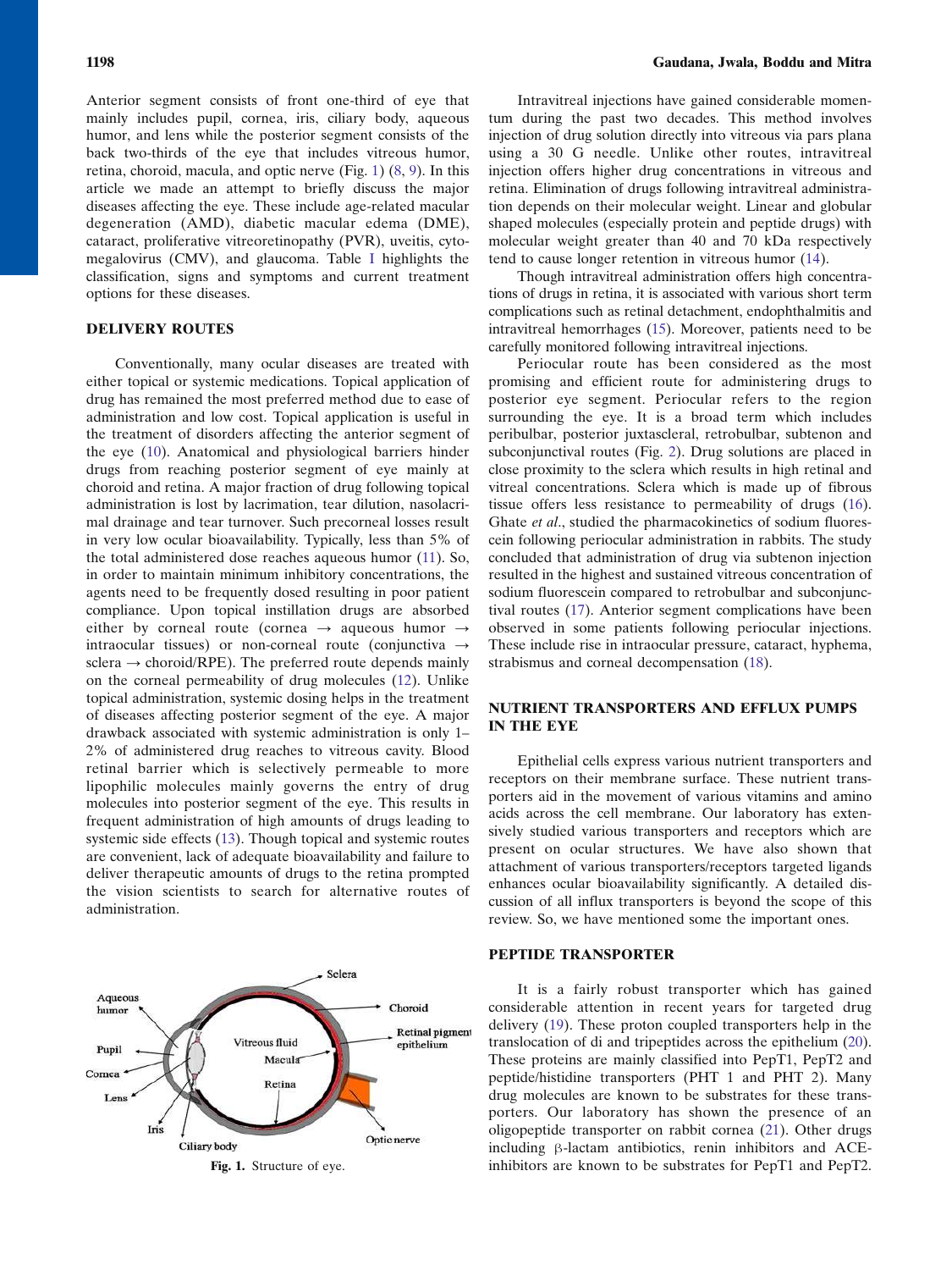Anterior segment consists of front one-third of eye that mainly includes pupil, cornea, iris, ciliary body, aqueous humor, and lens while the posterior segment consists of the back two-thirds of the eye that includes vitreous humor, retina, choroid, macula, and optic nerve (Fig. 1) (8, 9). In this article we made an attempt to briefly discuss the major diseases affecting the eye. These include age-related macular degeneration (AMD), diabetic macular edema (DME), cataract, proliferative vitreoretinopathy (PVR), uveitis, cytomegalovirus (CMV), and glaucoma. Table I highlights the classification, signs and symptoms and current treatment options for these diseases.

## DELIVERY ROUTES

Conventionally, many ocular diseases are treated with either topical or systemic medications. Topical application of drug has remained the most preferred method due to ease of administration and low cost. Topical application is useful in the treatment of disorders affecting the anterior segment of the eye (10). Anatomical and physiological barriers hinder drugs from reaching posterior segment of eye mainly at choroid and retina. A major fraction of drug following topical administration is lost by lacrimation, tear dilution, nasolacrimal drainage and tear turnover. Such precorneal losses result in very low ocular bioavailability. Typically, less than 5% of the total administered dose reaches aqueous humor (11). So, in order to maintain minimum inhibitory concentrations, the agents need to be frequently dosed resulting in poor patient compliance. Upon topical instillation drugs are absorbed either by corneal route (cornea → aqueous humor → intraocular tissues) or non-corneal route (conjunctiva → sclera → choroid/RPE). The preferred route depends mainly on the corneal permeability of drug molecules (12). Unlike topical administration, systemic dosing helps in the treatment of diseases affecting posterior segment of the eye. A major drawback associated with systemic administration is only 1–2% of administered drug reaches to vitreous cavity. Blood retinal barrier which is selectively permeable to more lipophilic molecules mainly governs the entry of drug molecules into posterior segment of the eye. This results in frequent administration of high amounts of drugs leading to systemic side effects (13). Though topical and systemic routes are convenient, lack of adequate bioavailability and failure to deliver therapeutic amounts of drugs to the retina prompted the vision scientists to search for alternative routes of administration.

Fig. 1. Structure of eye.

Intravitreal injections have gained considerable momentum during the past two decades. This method involves injection of drug solution directly into vitreous via pars plana using a 30 G needle. Unlike other routes, intravitreal injection offers higher drug concentrations in vitreous and retina. Elimination of drugs following intravitreal administration depends on their molecular weight. Linear and globular shaped molecules (especially protein and peptide drugs) with molecular weight greater than 40 and 70 kDa respectively tend to cause longer retention in vitreous humor (14).

Though intravitreal administration offers high concentrations of drugs in retina, it is associated with various short term complications such as retinal detachment, endophthalmitis and intravitreal hemorrhages (15). Moreover, patients need to be carefully monitored following intravitreal injections.

Periocular route has been considered as the most promising and efficient route for administering drugs to posterior eye segment. Periocular refers to the region surrounding the eye. It is a broad term which includes peribulbar, posterior juxtascleral, retrobulbar, subtenon and subconjunctival routes (Fig. 2). Drug solutions are placed in close proximity to the sclera which results in high retinal and vitreal concentrations. Sclera which is made up of fibrous tissue offers less resistance to permeability of drugs (16). Ghate *et al.*, studied the pharmacokinetics of sodium fluorescein following periocular administration in rabbits. The study concluded that administration of drug via subtenon injection resulted in the highest and sustained vitreous concentration of sodium fluorescein compared to retrobulbar and subconjunctival routes (17). Anterior segment complications have been observed in some patients following periocular injections. These include rise in intraocular pressure, cataract, hyphema, strabismus and corneal decompensation (18).

## NUTRIENT TRANSPORTERS AND EFFLUX PUMPS IN THE EYE

Epithelial cells express various nutrient transporters and receptors on their membrane surface. These nutrient transporters aid in the movement of various vitamins and amino acids across the cell membrane. Our laboratory has extensively studied various transporters and receptors which are present on ocular structures. We have also shown that attachment of various transporters/receptors targeted ligands enhances ocular bioavailability significantly. A detailed discussion of all influx transporters is beyond the scope of this review. So, we have mentioned some the important ones.

## PEPTIDE TRANSPORTER

It is a fairly robust transporter which has gained considerable attention in recent years for targeted drug delivery (19). These proton coupled transporters help in the translocation of di and tripeptides across the epithelium (20). These proteins are mainly classified into PepT1, PepT2 and peptide/histidine transporters (PHT 1 and PHT 2). Many drug molecules are known to be substrates for these transporters. Our laboratory has shown the presence of an oligopeptide transporter on rabbit cornea (21). Other drugs including β-lactam antibiotics, renin inhibitors and ACE-inhibitors are known to be substrates for PepT1 and PepT2.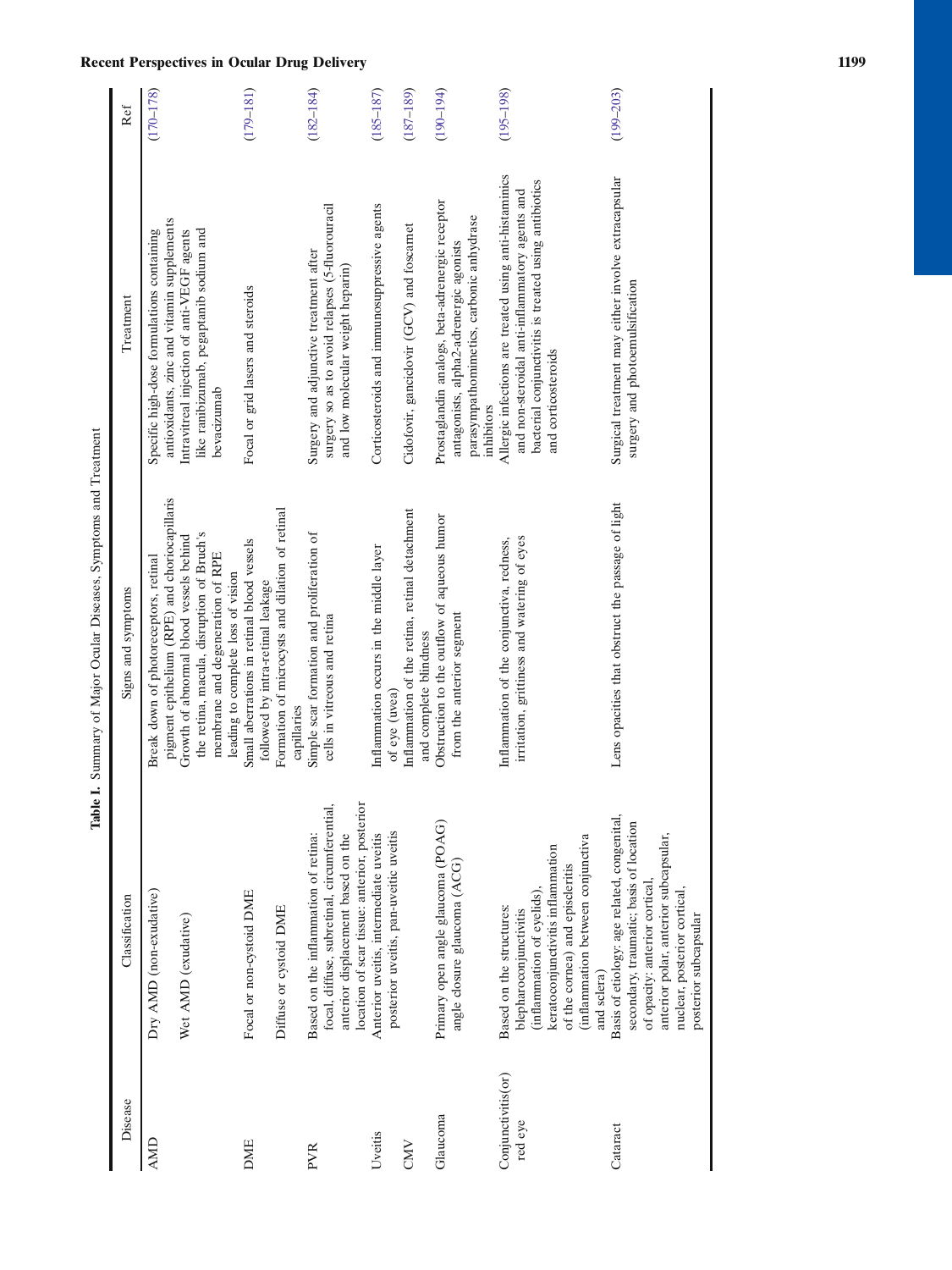**Table I.** Summary of Major Ocular Diseases, Symptoms and Treatment

| Disease | Classification | Signs and symptoms | Treatment | Ref |
|---|---|---|---|---|
| AMD | Dry AMD (non-exudative) | Break down of photoreceptors, retinal pigment epithelium (RPE) and choriocapillaris | Specific high-dose formulations containing antioxidants, zinc and vitamin supplements | (170–178) |
| | Wet AMD (exudative) | Growth of abnormal blood vessels behind the retina, macula, disruption of Bruch's membrane and degeneration of RPE leading to complete loss of vision | Intravitreal injection of anti-VEGF agents like ranibizumab, pegaptanib sodium and bevacizumab | |
| DME | Focal or non-cystoid DME | Small aberrations in retinal blood vessels followed by intra-retinal leakage | Focal or grid lasers and steroids | (179–181) |
| | Diffuse or cystoid DME | Formation of microcysts and dilation of retinal capillaries | | |
| PVR | Based on the inflammation of retina: focal, diffuse, subretinal, circumferential, anterior displacement based on the location of scar tissue: anterior, posterior | Simple scar formation and proliferation of cells in vitreous and retina | Surgery and adjunctive treatment after surgery so as to avoid relapses (5-fluorouracil and low molecular weight heparin) | (182–184) |
| Uveitis | Anterior uveitis, intermediate uveitis posterior uveitis, pan-uveitic uveitis | Inflammation occurs in the middle layer of eye (uvea) | Corticosteroids and immunosuppressive agents | (185–187) |
| CMV | | Inflammation of the retina, retinal detachment and complete blindness | Cidofovir, ganciclovir (GCV) and foscarnet | (187–189) |
| Glaucoma | Primary open angle glaucoma (POAG) angle closure glaucoma (ACG) | Obstruction to the outflow of aqueous humor from the anterior segment | Prostaglandin analogs, beta-adrenergic receptor antagonists, alpha2-adrenergic agonists parasympathomimetics, carbonic anhydrase inhibitors | (190–194) |
| Conjunctivitis(or) red eye | Based on the structures: blepharoconjunctivitis (inflammation of eyelids), keratoconjunctivitis inflammation of the cornea) and episcleritis (inflammation between conjunctiva and sclera) | Inflammation of the conjunctiva, redness, irritation, grittiness and watering of eyes | Allergic infections are treated using anti-histaminics and non-steroidal anti-inflammatory agents and bacterial conjunctivitis is treated using antibiotics and corticosteroids | (195–198) |
| Cataract | Basis of etiology: age related, congenital, secondary, traumatic; basis of location of opacity: anterior cortical, anterior polar, anterior subcapsular, nuclear, posterior cortical, posterior subcapsular | Lens opacities that obstruct the passage of light | Surgical treatment may either involve extracapsular surgery and photoemulsification | (199–203) |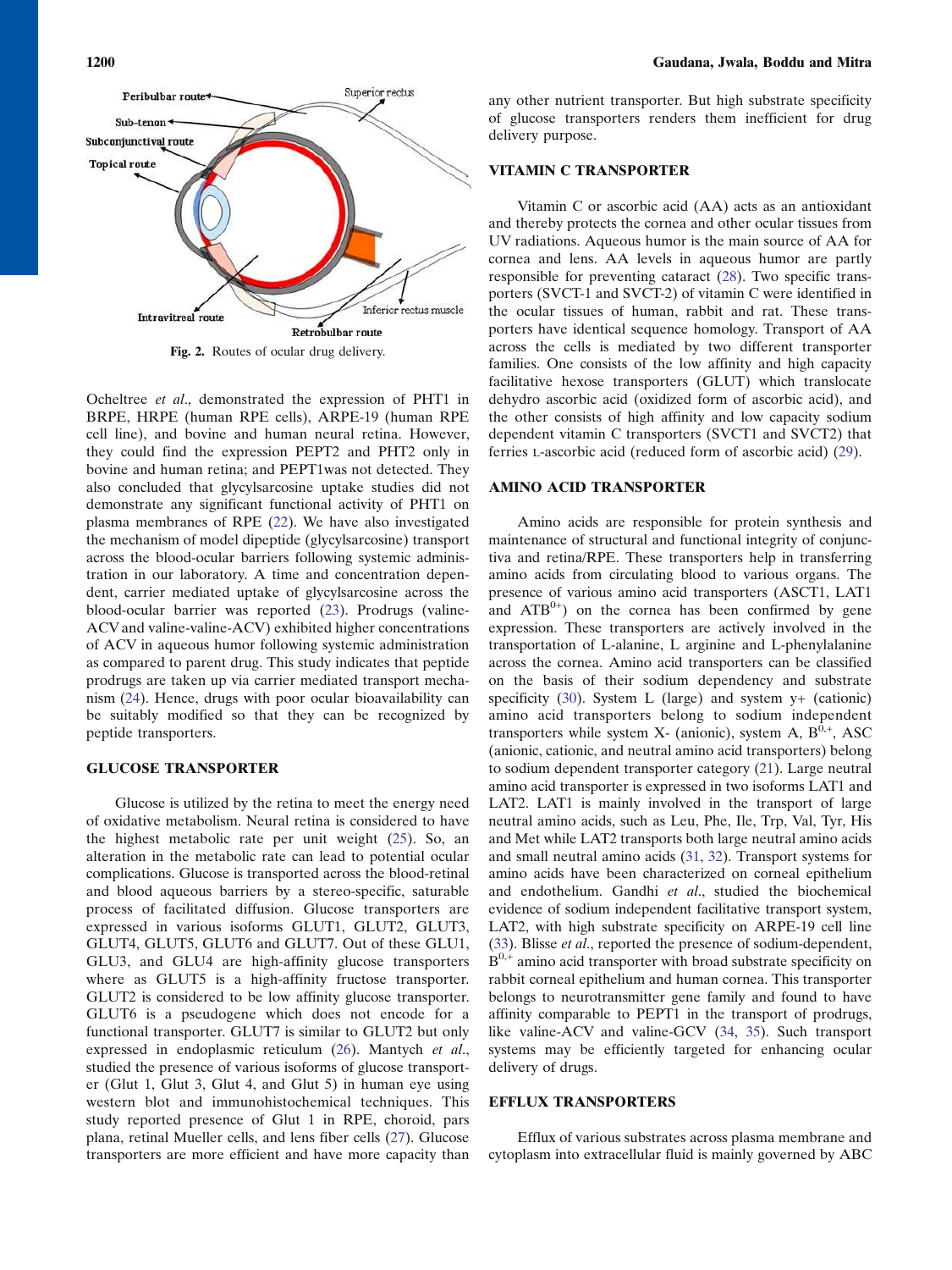Fig. 2. Routes of ocular drug delivery.

Ocheltree *et al*., demonstrated the expression of PHT1 in BRPE, HRPE (human RPE cells), ARPE-19 (human RPE cell line), and bovine and human neural retina. However, they could find the expression PEPT2 and PHT2 only in bovine and human retina; and PEPT1was not detected. They also concluded that glycylsarcosine uptake studies did not demonstrate any significant functional activity of PHT1 on plasma membranes of RPE (22). We have also investigated the mechanism of model dipeptide (glycylsarcosine) transport across the blood-ocular barriers following systemic administration in our laboratory. A time and concentration dependent, carrier mediated uptake of glycylsarcosine across the blood-ocular barrier was reported (23). Prodrugs (valine-ACV and valine-valine-ACV) exhibited higher concentrations of ACV in aqueous humor following systemic administration as compared to parent drug. This study indicates that peptide prodrugs are taken up via carrier mediated transport mechanism (24). Hence, drugs with poor ocular bioavailability can be suitably modified so that they can be recognized by peptide transporters.

## GLUCOSE TRANSPORTER

Glucose is utilized by the retina to meet the energy need of oxidative metabolism. Neural retina is considered to have the highest metabolic rate per unit weight (25). So, an alteration in the metabolic rate can lead to potential ocular complications. Glucose is transported across the blood-retinal and blood aqueous barriers by a stereo-specific, saturable process of facilitated diffusion. Glucose transporters are expressed in various isoforms GLUT1, GLUT2, GLUT3, GLUT4, GLUT5, GLUT6 and GLUT7. Out of these GLU1, GLU3, and GLU4 are high-affinity glucose transporters where as GLUT5 is a high-affinity fructose transporter. GLUT2 is considered to be low affinity glucose transporter. GLUT6 is a pseudogene which does not encode for a functional transporter. GLUT7 is similar to GLUT2 but only expressed in endoplasmic reticulum (26). Mantych *et al*., studied the presence of various isoforms of glucose transporter (Glut 1, Glut 3, Glut 4, and Glut 5) in human eye using western blot and immunohistochemical techniques. This study reported presence of Glut 1 in RPE, choroid, pars plana, retinal Mueller cells, and lens fiber cells (27). Glucose transporters are more efficient and have more capacity than any other nutrient transporter. But high substrate specificity of glucose transporters renders them inefficient for drug delivery purpose.

## VITAMIN C TRANSPORTER

Vitamin C or ascorbic acid (AA) acts as an antioxidant and thereby protects the cornea and other ocular tissues from UV radiations. Aqueous humor is the main source of AA for cornea and lens. AA levels in aqueous humor are partly responsible for preventing cataract (28). Two specific transporters (SVCT-1 and SVCT-2) of vitamin C were identified in the ocular tissues of human, rabbit and rat. These transporters have identical sequence homology. Transport of AA across the cells is mediated by two different transporter families. One consists of the low affinity and high capacity facilitative hexose transporters (GLUT) which translocate dehydro ascorbic acid (oxidized form of ascorbic acid), and the other consists of high affinity and low capacity sodium dependent vitamin C transporters (SVCT1 and SVCT2) that ferries L-ascorbic acid (reduced form of ascorbic acid) (29).

## AMINO ACID TRANSPORTER

Amino acids are responsible for protein synthesis and maintenance of structural and functional integrity of conjunctiva and retina/RPE. These transporters help in transferring amino acids from circulating blood to various organs. The presence of various amino acid transporters (ASCT1, LAT1 and $ATB^{0+}$) on the cornea has been confirmed by gene expression. These transporters are actively involved in the transportation of L-alanine, L arginine and L-phenylalanine across the cornea. Amino acid transporters can be classified on the basis of their sodium dependency and substrate specificity (30). System L (large) and system y+ (cationic) amino acid transporters belong to sodium independent transporters while system X- (anionic), system A, $B^{0,+}$, ASC (anionic, cationic, and neutral amino acid transporters) belong to sodium dependent transporter category (21). Large neutral amino acid transporter is expressed in two isoforms LAT1 and LAT2. LAT1 is mainly involved in the transport of large neutral amino acids, such as Leu, Phe, Ile, Trp, Val, Tyr, His and Met while LAT2 transports both large neutral amino acids and small neutral amino acids (31, 32). Transport systems for amino acids have been characterized on corneal epithelium and endothelium. Gandhi *et al*., studied the biochemical evidence of sodium independent facilitative transport system, LAT2, with high substrate specificity on ARPE-19 cell line (33). Blisse *et al*., reported the presence of sodium-dependent, $B^{0,+}$ amino acid transporter with broad substrate specificity on rabbit corneal epithelium and human cornea. This transporter belongs to neurotransmitter gene family and found to have affinity comparable to PEPT1 in the transport of prodrugs, like valine-ACV and valine-GCV (34, 35). Such transport systems may be efficiently targeted for enhancing ocular delivery of drugs.

## EFFLUX TRANSPORTERS

Efflux of various substrates across plasma membrane and cytoplasm into extracellular fluid is mainly governed by ABC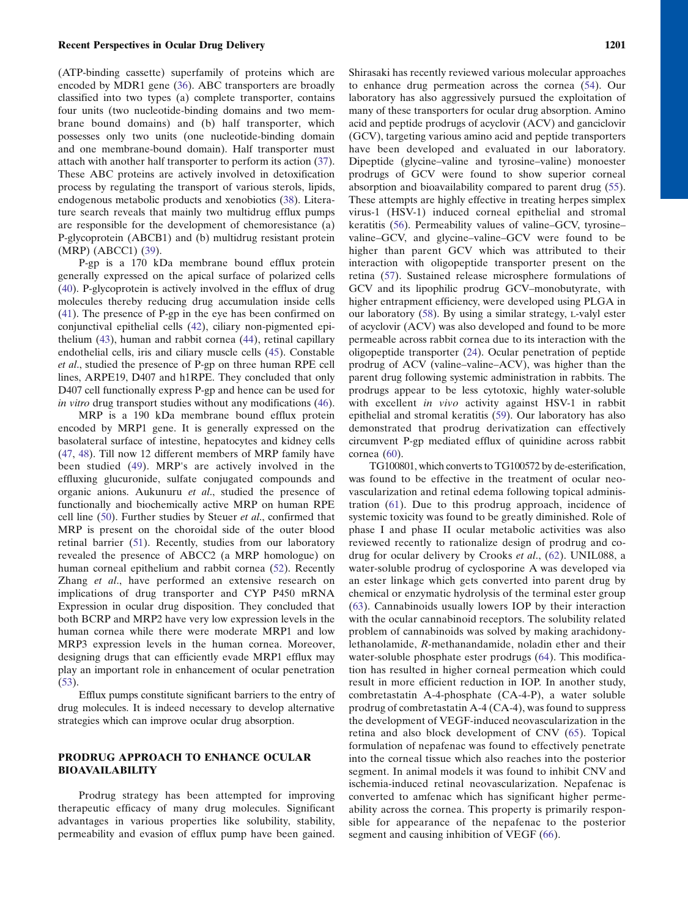(ATP-binding cassette) superfamily of proteins which are encoded by MDR1 gene (36). ABC transporters are broadly classified into two types (a) complete transporter, contains four units (two nucleotide-binding domains and two membrane bound domains) and (b) half transporter, which possesses only two units (one nucleotide-binding domain and one membrane-bound domain). Half transporter must attach with another half transporter to perform its action (37). These ABC proteins are actively involved in detoxification process by regulating the transport of various sterols, lipids, endogenous metabolic products and xenobiotics (38). Literature search reveals that mainly two multidrug efflux pumps are responsible for the development of chemoresistance (a) P-glycoprotein (ABCB1) and (b) multidrug resistant protein (MRP) (ABCC1) (39).

P-gp is a 170 kDa membrane bound efflux protein generally expressed on the apical surface of polarized cells (40). P-glycoprotein is actively involved in the efflux of drug molecules thereby reducing drug accumulation inside cells (41). The presence of P-gp in the eye has been confirmed on conjunctival epithelial cells (42), ciliary non-pigmented epithelium (43), human and rabbit cornea (44), retinal capillary endothelial cells, iris and ciliary muscle cells (45). Constable *et al*., studied the presence of P-gp on three human RPE cell lines, ARPE19, D407 and h1RPE. They concluded that only D407 cell functionally express P-gp and hence can be used for *in vitro* drug transport studies without any modifications (46).

MRP is a 190 kDa membrane bound efflux protein encoded by MRP1 gene. It is generally expressed on the basolateral surface of intestine, hepatocytes and kidney cells (47, 48). Till now 12 different members of MRP family have been studied (49). MRP's are actively involved in the effluxing glucuronide, sulfate conjugated compounds and organic anions. Aukunuru *et al*., studied the presence of functionally and biochemically active MRP on human RPE cell line (50). Further studies by Steuer *et al*., confirmed that MRP is present on the choroidal side of the outer blood retinal barrier (51). Recently, studies from our laboratory revealed the presence of ABCC2 (a MRP homologue) on human corneal epithelium and rabbit cornea (52). Recently Zhang *et al*., have performed an extensive research on implications of drug transporter and CYP P450 mRNA Expression in ocular drug disposition. They concluded that both BCRP and MRP2 have very low expression levels in the human cornea while there were moderate MRP1 and low MRP3 expression levels in the human cornea. Moreover, designing drugs that can efficiently evade MRP1 efflux may play an important role in enhancement of ocular penetration (53).

Efflux pumps constitute significant barriers to the entry of drug molecules. It is indeed necessary to develop alternative strategies which can improve ocular drug absorption.

## PRODRUG APPROACH TO ENHANCE OCULAR BIOAVAILABILITY

Prodrug strategy has been attempted for improving therapeutic efficacy of many drug molecules. Significant advantages in various properties like solubility, stability, permeability and evasion of efflux pump have been gained. Shirasaki has recently reviewed various molecular approaches to enhance drug permeation across the cornea (54). Our laboratory has also aggressively pursued the exploitation of many of these transporters for ocular drug absorption. Amino acid and peptide prodrugs of acyclovir (ACV) and ganciclovir (GCV), targeting various amino acid and peptide transporters have been developed and evaluated in our laboratory. Dipeptide (glycine–valine and tyrosine–valine) monoester prodrugs of GCV were found to show superior corneal absorption and bioavailability compared to parent drug (55). These attempts are highly effective in treating herpes simplex virus-1 (HSV-1) induced corneal epithelial and stromal keratitis (56). Permeability values of valine–GCV, tyrosine–valine–GCV, and glycine–valine–GCV were found to be higher than parent GCV which was attributed to their interaction with oligopeptide transporter present on the retina (57). Sustained release microsphere formulations of GCV and its lipophilic prodrug GCV–monobutyrate, with higher entrapment efficiency, were developed using PLGA in our laboratory (58). By using a similar strategy, L-valyl ester of acyclovir (ACV) was also developed and found to be more permeable across rabbit cornea due to its interaction with the oligopeptide transporter (24). Ocular penetration of peptide prodrug of ACV (valine–valine–ACV), was higher than the parent drug following systemic administration in rabbits. The prodrugs appear to be less cytotoxic, highly water-soluble with excellent *in vivo* activity against HSV-1 in rabbit epithelial and stromal keratitis (59). Our laboratory has also demonstrated that prodrug derivatization can effectively circumvent P-gp mediated efflux of quinidine across rabbit cornea (60).

TG100801, which converts to TG100572 by de-esterification, was found to be effective in the treatment of ocular neovascularization and retinal edema following topical administration (61). Due to this prodrug approach, incidence of systemic toxicity was found to be greatly diminished. Role of phase I and phase II ocular metabolic activities was also reviewed recently to rationalize design of prodrug and codrug for ocular delivery by Crooks *et al*., (62). UNIL088, a water-soluble prodrug of cyclosporine A was developed via an ester linkage which gets converted into parent drug by chemical or enzymatic hydrolysis of the terminal ester group (63). Cannabinoids usually lowers IOP by their interaction with the ocular cannabinoid receptors. The solubility related problem of cannabinoids was solved by making arachidonylethanolamide, *R*-methanandamide, noladin ether and their water-soluble phosphate ester prodrugs (64). This modification has resulted in higher corneal permeation which could result in more efficient reduction in IOP. In another study, combretastatin A-4-phosphate (CA-4-P), a water soluble prodrug of combretastatin A-4 (CA-4), was found to suppress the development of VEGF-induced neovascularization in the retina and also block development of CNV (65). Topical formulation of nepafenac was found to effectively penetrate into the corneal tissue which also reaches into the posterior segment. In animal models it was found to inhibit CNV and ischemia-induced retinal neovascularization. Nepafenac is converted to amfenac which has significant higher permeability across the cornea. This property is primarily responsible for appearance of the nepafenac to the posterior segment and causing inhibition of VEGF (66).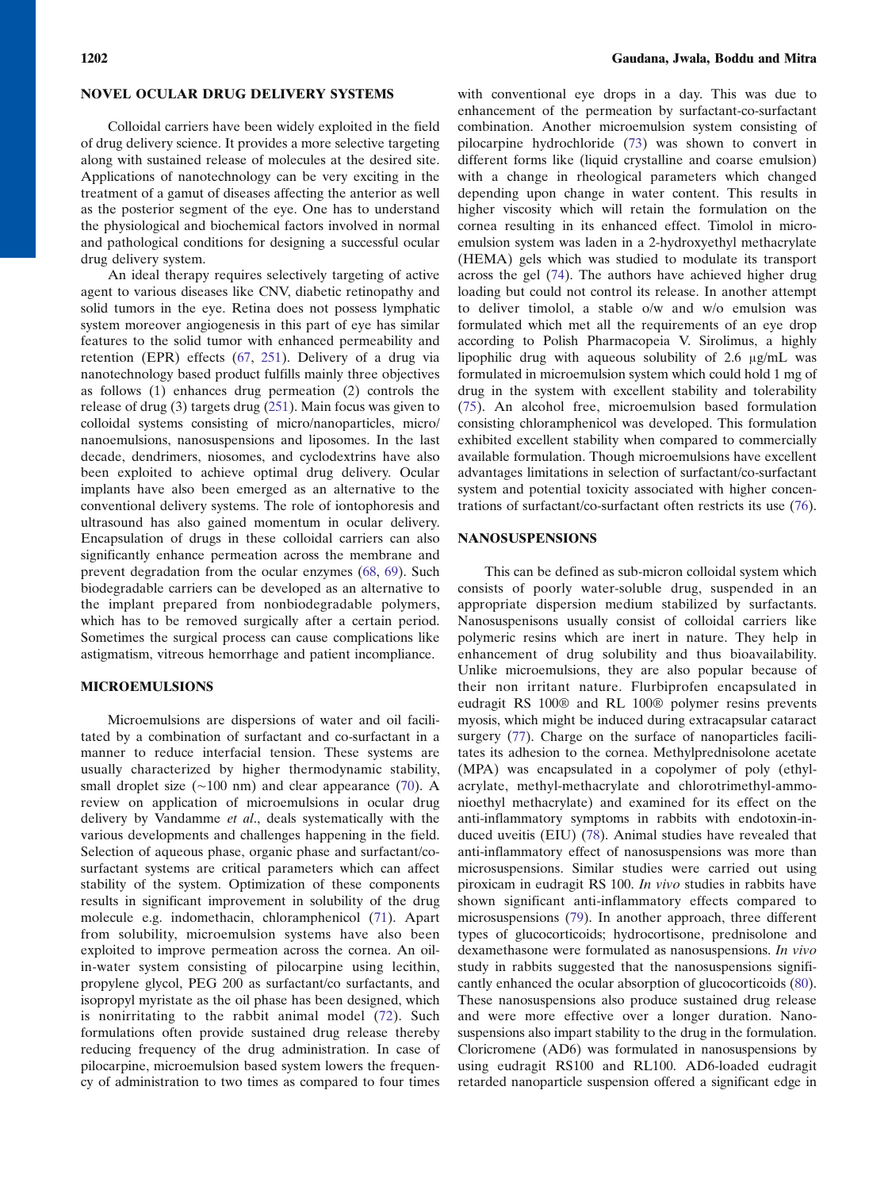## NOVEL OCULAR DRUG DELIVERY SYSTEMS

Colloidal carriers have been widely exploited in the field of drug delivery science. It provides a more selective targeting along with sustained release of molecules at the desired site. Applications of nanotechnology can be very exciting in the treatment of a gamut of diseases affecting the anterior as well as the posterior segment of the eye. One has to understand the physiological and biochemical factors involved in normal and pathological conditions for designing a successful ocular drug delivery system.

An ideal therapy requires selectively targeting of active agent to various diseases like CNV, diabetic retinopathy and solid tumors in the eye. Retina does not possess lymphatic system moreover angiogenesis in this part of eye has similar features to the solid tumor with enhanced permeability and retention (EPR) effects (67, 251). Delivery of a drug via nanotechnology based product fulfills mainly three objectives as follows (1) enhances drug permeation (2) controls the release of drug (3) targets drug (251). Main focus was given to colloidal systems consisting of micro/nanoparticles, micro/nanoemulsions, nanosuspensions and liposomes. In the last decade, dendrimers, niosomes, and cyclodextrins have also been exploited to achieve optimal drug delivery. Ocular implants have also been emerged as an alternative to the conventional delivery systems. The role of iontophoresis and ultrasound has also gained momentum in ocular delivery. Encapsulation of drugs in these colloidal carriers can also significantly enhance permeation across the membrane and prevent degradation from the ocular enzymes (68, 69). Such biodegradable carriers can be developed as an alternative to the implant prepared from nonbiodegradable polymers, which has to be removed surgically after a certain period. Sometimes the surgical process can cause complications like astigmatism, vitreous hemorrhage and patient incompliance.

## MICROEMULSIONS

Microemulsions are dispersions of water and oil facilitated by a combination of surfactant and co-surfactant in a manner to reduce interfacial tension. These systems are usually characterized by higher thermodynamic stability, small droplet size (~100 nm) and clear appearance (70). A review on application of microemulsions in ocular drug delivery by Vandamme *et al*., deals systematically with the various developments and challenges happening in the field. Selection of aqueous phase, organic phase and surfactant/co-surfactant systems are critical parameters which can affect stability of the system. Optimization of these components results in significant improvement in solubility of the drug molecule e.g. indomethacin, chloramphenicol (71). Apart from solubility, microemulsion systems have also been exploited to improve permeation across the cornea. An oil-in-water system consisting of pilocarpine using lecithin, propylene glycol, PEG 200 as surfactant/co surfactants, and isopropyl myristate as the oil phase has been designed, which is nonirritating to the rabbit animal model (72). Such formulations often provide sustained drug release thereby reducing frequency of the drug administration. In case of pilocarpine, microemulsion based system lowers the frequency of administration to two times as compared to four times with conventional eye drops in a day. This was due to enhancement of the permeation by surfactant-co-surfactant combination. Another microemulsion system consisting of pilocarpine hydrochloride (73) was shown to convert in different forms like (liquid crystalline and coarse emulsion) with a change in rheological parameters which changed depending upon change in water content. This results in higher viscosity which will retain the formulation on the cornea resulting in its enhanced effect. Timolol in microemulsion system was laden in a 2-hydroxyethyl methacrylate (HEMA) gels which was studied to modulate its transport across the gel (74). The authors have achieved higher drug loading but could not control its release. In another attempt to deliver timolol, a stable o/w and w/o emulsion was formulated which met all the requirements of an eye drop according to Polish Pharmacopeia V. Sirolimus, a highly lipophilic drug with aqueous solubility of 2.6 μg/mL was formulated in microemulsion system which could hold 1 mg of drug in the system with excellent stability and tolerability (75). An alcohol free, microemulsion based formulation consisting chloramphenicol was developed. This formulation exhibited excellent stability when compared to commercially available formulation. Though microemulsions have excellent advantages limitations in selection of surfactant/co-surfactant system and potential toxicity associated with higher concentrations of surfactant/co-surfactant often restricts its use (76).

## NANOSUSPENSIONS

This can be defined as sub-micron colloidal system which consists of poorly water-soluble drug, suspended in an appropriate dispersion medium stabilized by surfactants. Nanosuspenisons usually consist of colloidal carriers like polymeric resins which are inert in nature. They help in enhancement of drug solubility and thus bioavailability. Unlike microemulsions, they are also popular because of their non irritant nature. Flurbiprofen encapsulated in eudragit RS 100® and RL 100® polymer resins prevents myosis, which might be induced during extracapsular cataract surgery (77). Charge on the surface of nanoparticles facilitates its adhesion to the cornea. Methylprednisolone acetate (MPA) was encapsulated in a copolymer of poly (ethylacrylate, methyl-methacrylate and chlorotrimethyl-ammonioethyl methacrylate) and examined for its effect on the anti-inflammatory symptoms in rabbits with endotoxin-induced uveitis (EIU) (78). Animal studies have revealed that anti-inflammatory effect of nanosuspensions was more than microsuspensions. Similar studies were carried out using piroxicam in eudragit RS 100. *In vivo* studies in rabbits have shown significant anti-inflammatory effects compared to microsuspensions (79). In another approach, three different types of glucocorticoids; hydrocortisone, prednisolone and dexamethasone were formulated as nanosuspensions. *In vivo* study in rabbits suggested that the nanosuspensions significantly enhanced the ocular absorption of glucocorticoids (80). These nanosuspensions also produce sustained drug release and were more effective over a longer duration. Nanosuspensions also impart stability to the drug in the formulation. Cloricromene (AD6) was formulated in nanosuspensions by using eudragit RS100 and RL100. AD6-loaded eudragit retarded nanoparticle suspension offered a significant edge in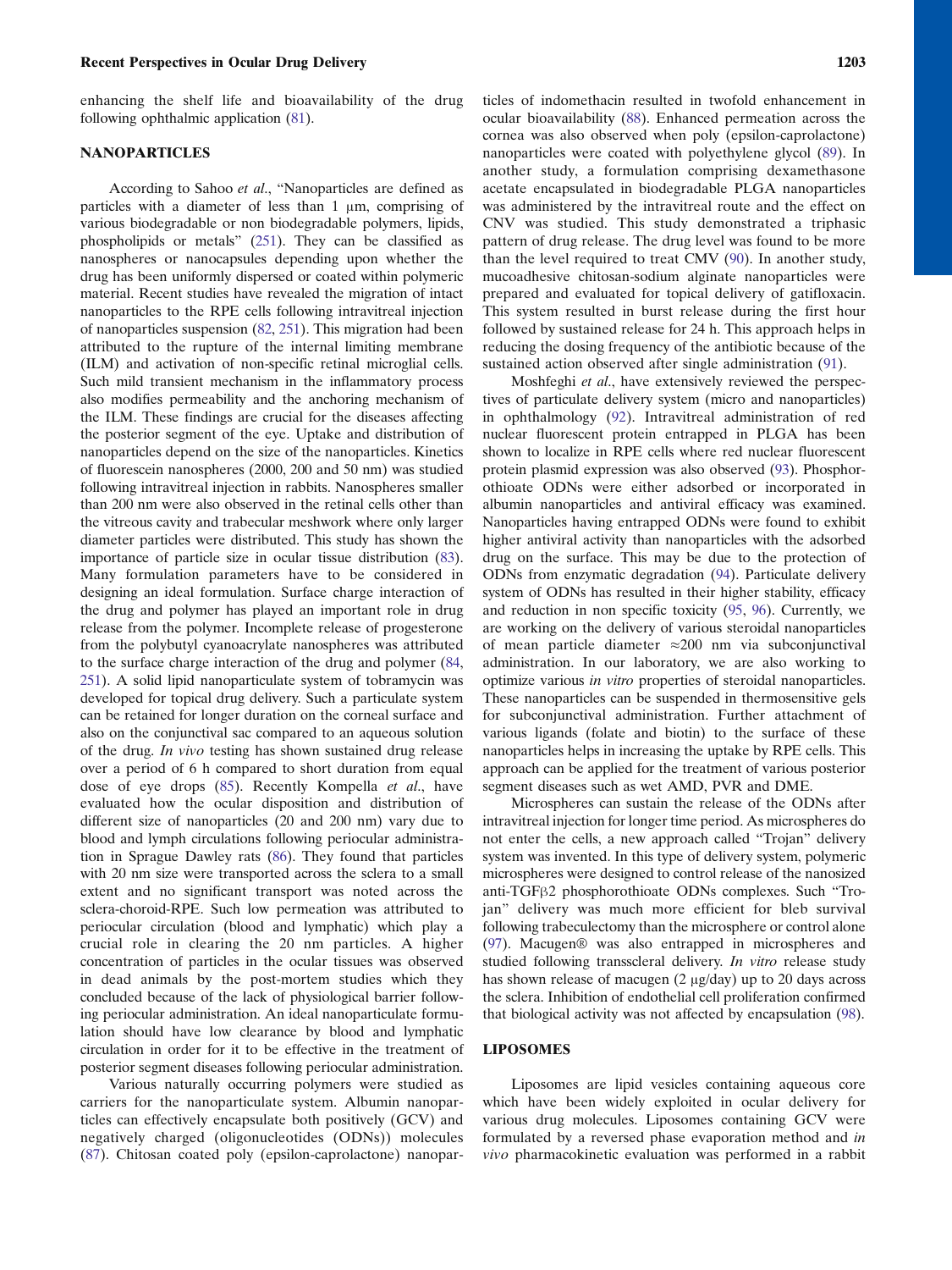enhancing the shelf life and bioavailability of the drug following ophthalmic application (81).

## NANOPARTICLES

According to Sahoo *et al.*, "Nanoparticles are defined as particles with a diameter of less than 1 μm, comprising of various biodegradable or non biodegradable polymers, lipids, phospholipids or metals" (251). They can be classified as nanospheres or nanocapsules depending upon whether the drug has been uniformly dispersed or coated within polymeric material. Recent studies have revealed the migration of intact nanoparticles to the RPE cells following intravitreal injection of nanoparticles suspension (82, 251). This migration had been attributed to the rupture of the internal limiting membrane (ILM) and activation of non-specific retinal microglial cells. Such mild transient mechanism in the inflammatory process also modifies permeability and the anchoring mechanism of the ILM. These findings are crucial for the diseases affecting the posterior segment of the eye. Uptake and distribution of nanoparticles depend on the size of the nanoparticles. Kinetics of fluorescein nanospheres (2000, 200 and 50 nm) was studied following intravitreal injection in rabbits. Nanospheres smaller than 200 nm were also observed in the retinal cells other than the vitreous cavity and trabecular meshwork where only larger diameter particles were distributed. This study has shown the importance of particle size in ocular tissue distribution (83). Many formulation parameters have to be considered in designing an ideal formulation. Surface charge interaction of the drug and polymer has played an important role in drug release from the polymer. Incomplete release of progesterone from the polybutyl cyanoacrylate nanospheres was attributed to the surface charge interaction of the drug and polymer (84, 251). A solid lipid nanoparticulate system of tobramycin was developed for topical drug delivery. Such a particulate system can be retained for longer duration on the corneal surface and also on the conjunctival sac compared to an aqueous solution of the drug. *In vivo* testing has shown sustained drug release over a period of 6 h compared to short duration from equal dose of eye drops (85). Recently Kompella *et al.*, have evaluated how the ocular disposition and distribution of different size of nanoparticles (20 and 200 nm) vary due to blood and lymph circulations following periocular administration in Sprague Dawley rats (86). They found that particles with 20 nm size were transported across the sclera to a small extent and no significant transport was noted across the sclera-choroid-RPE. Such low permeation was attributed to periocular circulation (blood and lymphatic) which play a crucial role in clearing the 20 nm particles. A higher concentration of particles in the ocular tissues was observed in dead animals by the post-mortem studies which they concluded because of the lack of physiological barrier following periocular administration. An ideal nanoparticulate formulation should have low clearance by blood and lymphatic circulation in order for it to be effective in the treatment of posterior segment diseases following periocular administration.

Various naturally occurring polymers were studied as carriers for the nanoparticulate system. Albumin nanoparticles can effectively encapsulate both positively (GCV) and negatively charged (oligonucleotides (ODNs)) molecules (87). Chitosan coated poly (epsilon-caprolactone) nanoparticles of indomethacin resulted in twofold enhancement in ocular bioavailability (88). Enhanced permeation across the cornea was also observed when poly (epsilon-caprolactone) nanoparticles were coated with polyethylene glycol (89). In another study, a formulation comprising dexamethasone acetate encapsulated in biodegradable PLGA nanoparticles was administered by the intravitreal route and the effect on CNV was studied. This study demonstrated a triphasic pattern of drug release. The drug level was found to be more than the level required to treat CMV (90). In another study, mucoadhesive chitosan-sodium alginate nanoparticles were prepared and evaluated for topical delivery of gatifloxacin. This system resulted in burst release during the first hour followed by sustained release for 24 h. This approach helps in reducing the dosing frequency of the antibiotic because of the sustained action observed after single administration (91).

Moshfeghi *et al.*, have extensively reviewed the perspectives of particulate delivery system (micro and nanoparticles) in ophthalmology (92). Intravitreal administration of red nuclear fluorescent protein entrapped in PLGA has been shown to localize in RPE cells where red nuclear fluorescent protein plasmid expression was also observed (93). Phosphorothioate ODNs were either adsorbed or incorporated in albumin nanoparticles and antiviral efficacy was examined. Nanoparticles having entrapped ODNs were found to exhibit higher antiviral activity than nanoparticles with the adsorbed drug on the surface. This may be due to the protection of ODNs from enzymatic degradation (94). Particulate delivery system of ODNs has resulted in their higher stability, efficacy and reduction in non specific toxicity (95, 96). Currently, we are working on the delivery of various steroidal nanoparticles of mean particle diameter ≈200 nm via subconjunctival administration. In our laboratory, we are also working to optimize various *in vitro* properties of steroidal nanoparticles. These nanoparticles can be suspended in thermosensitive gels for subconjunctival administration. Further attachment of various ligands (folate and biotin) to the surface of these nanoparticles helps in increasing the uptake by RPE cells. This approach can be applied for the treatment of various posterior segment diseases such as wet AMD, PVR and DME.

Microspheres can sustain the release of the ODNs after intravitreal injection for longer time period. As microspheres do not enter the cells, a new approach called "Trojan" delivery system was invented. In this type of delivery system, polymeric microspheres were designed to control release of the nanosized anti-TGFβ2 phosphorothioate ODNs complexes. Such "Trojan" delivery was much more efficient for bleb survival following trabeculectomy than the microsphere or control alone (97). Macugen® was also entrapped in microspheres and studied following transscleral delivery. *In vitro* release study has shown release of macugen (2 μg/day) up to 20 days across the sclera. Inhibition of endothelial cell proliferation confirmed that biological activity was not affected by encapsulation (98).

## LIPOSOMES

Liposomes are lipid vesicles containing aqueous core which have been widely exploited in ocular delivery for various drug molecules. Liposomes containing GCV were formulated by a reversed phase evaporation method and *in vivo* pharmacokinetic evaluation was performed in a rabbit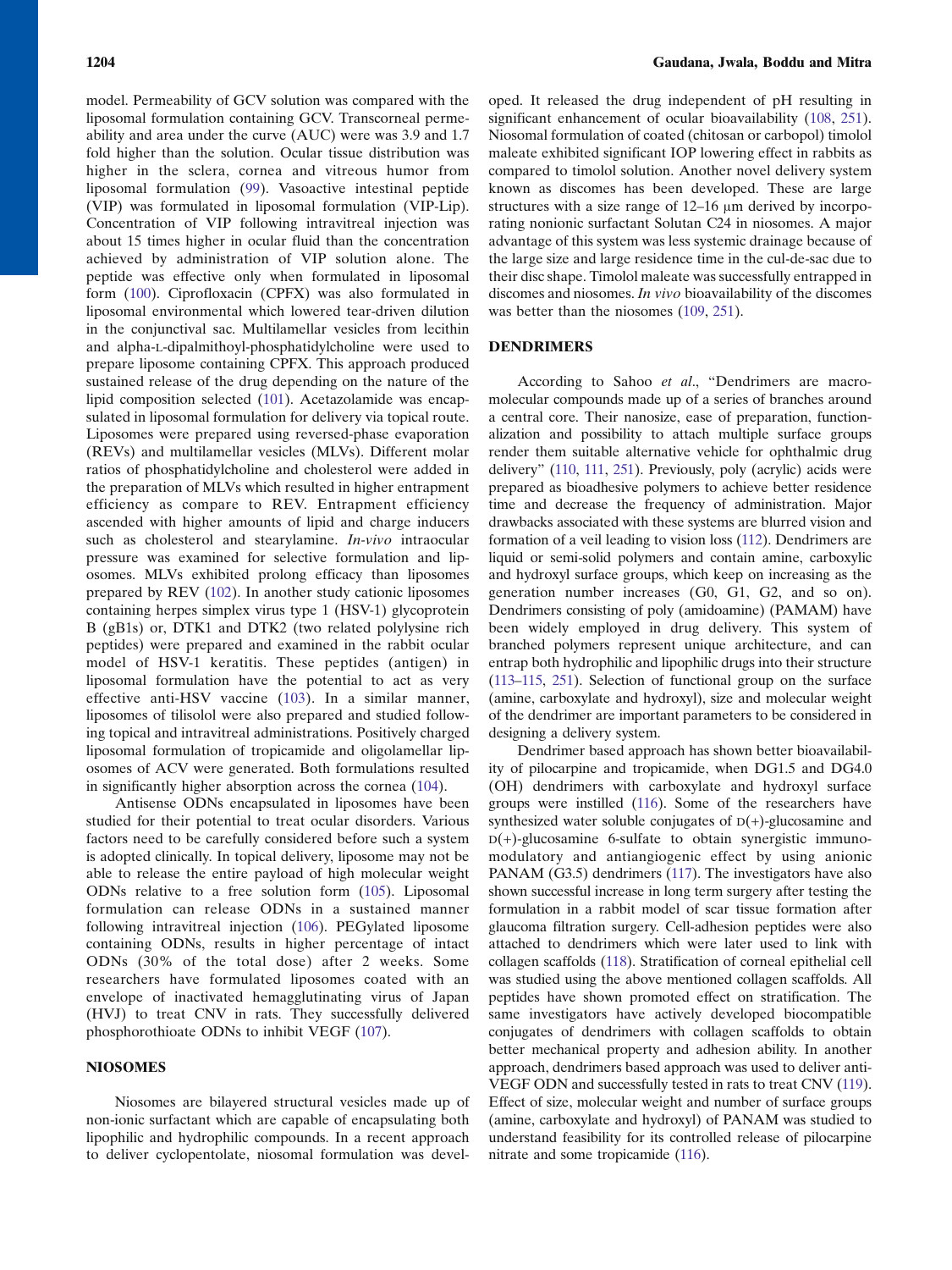model. Permeability of GCV solution was compared with the liposomal formulation containing GCV. Transcorneal permeability and area under the curve (AUC) were was 3.9 and 1.7 fold higher than the solution. Ocular tissue distribution was higher in the sclera, cornea and vitreous humor from liposomal formulation (99). Vasoactive intestinal peptide (VIP) was formulated in liposomal formulation (VIP-Lip). Concentration of VIP following intravitreal injection was about 15 times higher in ocular fluid than the concentration achieved by administration of VIP solution alone. The peptide was effective only when formulated in liposomal form (100). Ciprofloxacin (CPFX) was also formulated in liposomal environmental which lowered tear-driven dilution in the conjunctival sac. Multilamellar vesicles from lecithin and alpha-L-dipalmithoyl-phosphatidylcholine were used to prepare liposome containing CPFX. This approach produced sustained release of the drug depending on the nature of the lipid composition selected (101). Acetazolamide was encapsulated in liposomal formulation for delivery via topical route. Liposomes were prepared using reversed-phase evaporation (REVs) and multilamellar vesicles (MLVs). Different molar ratios of phosphatidylcholine and cholesterol were added in the preparation of MLVs which resulted in higher entrapment efficiency as compare to REV. Entrapment efficiency ascended with higher amounts of lipid and charge inducers such as cholesterol and stearylamine. *In-vivo* intraocular pressure was examined for selective formulation and liposomes. MLVs exhibited prolong efficacy than liposomes prepared by REV (102). In another study cationic liposomes containing herpes simplex virus type 1 (HSV-1) glycoprotein B (gB1s) or, DTK1 and DTK2 (two related polylysine rich peptides) were prepared and examined in the rabbit ocular model of HSV-1 keratitis. These peptides (antigen) in liposomal formulation have the potential to act as very effective anti-HSV vaccine (103). In a similar manner, liposomes of tilisolol were also prepared and studied following topical and intravitreal administrations. Positively charged liposomal formulation of tropicamide and oligolamellar liposomes of ACV were generated. Both formulations resulted in significantly higher absorption across the cornea (104).

Antisense ODNs encapsulated in liposomes have been studied for their potential to treat ocular disorders. Various factors need to be carefully considered before such a system is adopted clinically. In topical delivery, liposome may not be able to release the entire payload of high molecular weight ODNs relative to a free solution form (105). Liposomal formulation can release ODNs in a sustained manner following intravitreal injection (106). PEGylated liposome containing ODNs, results in higher percentage of intact ODNs (30% of the total dose) after 2 weeks. Some researchers have formulated liposomes coated with an envelope of inactivated hemagglutinating virus of Japan (HVJ) to treat CNV in rats. They successfully delivered phosphorothioate ODNs to inhibit VEGF (107).

## NIOSOMES

Niosomes are bilayered structural vesicles made up of non-ionic surfactant which are capable of encapsulating both lipophilic and hydrophilic compounds. In a recent approach to deliver cyclopentolate, niosomal formulation was developed. It released the drug independent of pH resulting in significant enhancement of ocular bioavailability (108, 251). Niosomal formulation of coated (chitosan or carbopol) timolol maleate exhibited significant IOP lowering effect in rabbits as compared to timolol solution. Another novel delivery system known as discomes has been developed. These are large structures with a size range of 12–16 μm derived by incorporating nonionic surfactant Solutan C24 in niosomes. A major advantage of this system was less systemic drainage because of the large size and large residence time in the cul-de-sac due to their disc shape. Timolol maleate was successfully entrapped in discomes and niosomes. *In vivo* bioavailability of the discomes was better than the niosomes (109, 251).

## DENDRIMERS

According to Sahoo *et al*., "Dendrimers are macromolecular compounds made up of a series of branches around a central core. Their nanosize, ease of preparation, functionalization and possibility to attach multiple surface groups render them suitable alternative vehicle for ophthalmic drug delivery" (110, 111, 251). Previously, poly (acrylic) acids were prepared as bioadhesive polymers to achieve better residence time and decrease the frequency of administration. Major drawbacks associated with these systems are blurred vision and formation of a veil leading to vision loss (112). Dendrimers are liquid or semi-solid polymers and contain amine, carboxylic and hydroxyl surface groups, which keep on increasing as the generation number increases (G0, G1, G2, and so on). Dendrimers consisting of poly (amidoamine) (PAMAM) have been widely employed in drug delivery. This system of branched polymers represent unique architecture, and can entrap both hydrophilic and lipophilic drugs into their structure (113–115, 251). Selection of functional group on the surface (amine, carboxylate and hydroxyl), size and molecular weight of the dendrimer are important parameters to be considered in designing a delivery system.

Dendrimer based approach has shown better bioavailability of pilocarpine and tropicamide, when DG1.5 and DG4.0 (OH) dendrimers with carboxylate and hydroxyl surface groups were instilled (116). Some of the researchers have synthesized water soluble conjugates of D(+)-glucosamine and D(+)-glucosamine 6-sulfate to obtain synergistic immunomodulatory and antiangiogenic effect by using anionic PANAM (G3.5) dendrimers (117). The investigators have also shown successful increase in long term surgery after testing the formulation in a rabbit model of scar tissue formation after glaucoma filtration surgery. Cell-adhesion peptides were also attached to dendrimers which were later used to link with collagen scaffolds (118). Stratification of corneal epithelial cell was studied using the above mentioned collagen scaffolds. All peptides have shown promoted effect on stratification. The same investigators have actively developed biocompatible conjugates of dendrimers with collagen scaffolds to obtain better mechanical property and adhesion ability. In another approach, dendrimers based approach was used to deliver anti-VEGF ODN and successfully tested in rats to treat CNV (119). Effect of size, molecular weight and number of surface groups (amine, carboxylate and hydroxyl) of PANAM was studied to understand feasibility for its controlled release of pilocarpine nitrate and some tropicamide (116).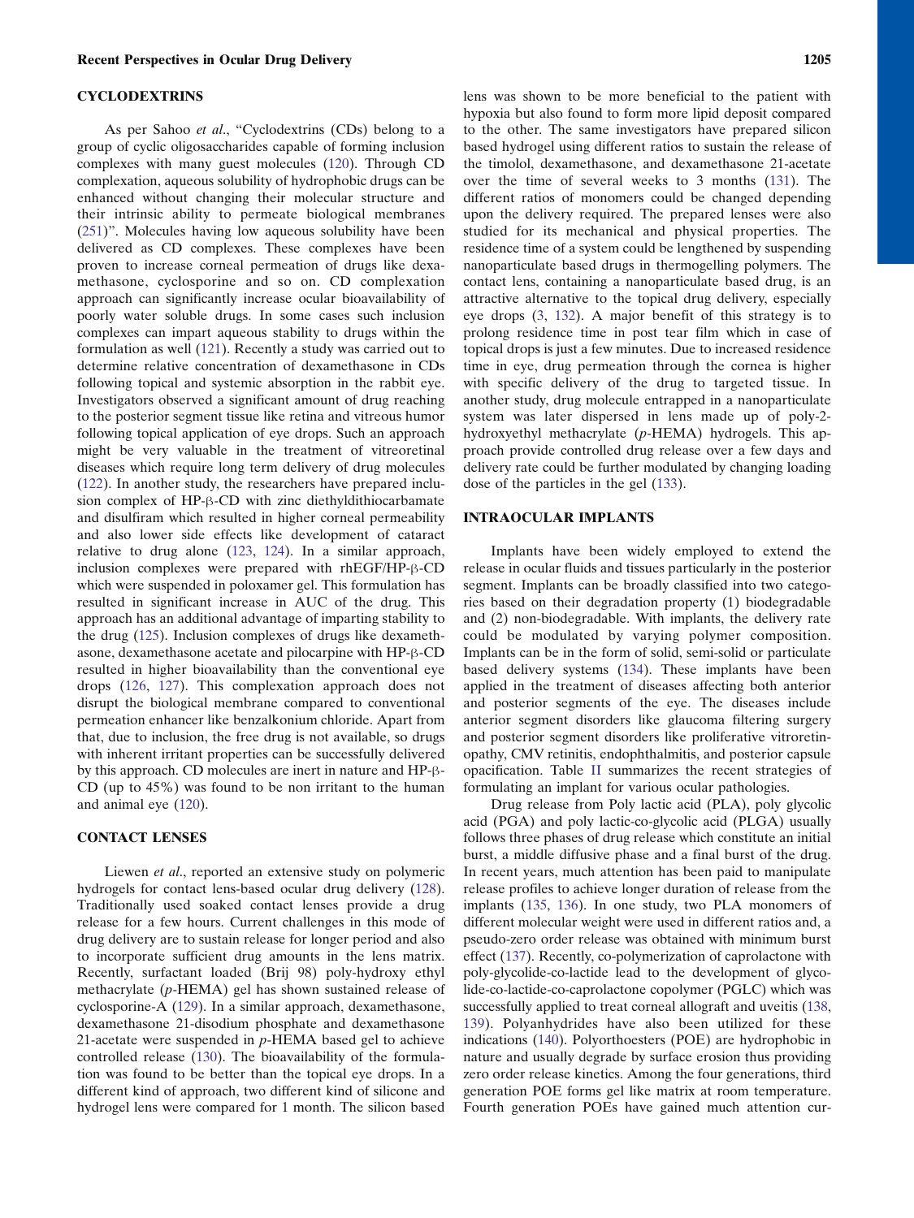## CYCLODEXTRINS

As per Sahoo *et al*., "Cyclodextrins (CDs) belong to a group of cyclic oligosaccharides capable of forming inclusion complexes with many guest molecules (120). Through CD complexation, aqueous solubility of hydrophobic drugs can be enhanced without changing their molecular structure and their intrinsic ability to permeate biological membranes (251)". Molecules having low aqueous solubility have been delivered as CD complexes. These complexes have been proven to increase corneal permeation of drugs like dexamethasone, cyclosporine and so on. CD complexation approach can significantly increase ocular bioavailability of poorly water soluble drugs. In some cases such inclusion complexes can impart aqueous stability to drugs within the formulation as well (121). Recently a study was carried out to determine relative concentration of dexamethasone in CDs following topical and systemic absorption in the rabbit eye. Investigators observed a significant amount of drug reaching to the posterior segment tissue like retina and vitreous humor following topical application of eye drops. Such an approach might be very valuable in the treatment of vitreoretinal diseases which require long term delivery of drug molecules (122). In another study, the researchers have prepared inclusion complex of HP-β-CD with zinc diethyldithiocarbamate and disulfiram which resulted in higher corneal permeability and also lower side effects like development of cataract relative to drug alone (123, 124). In a similar approach, inclusion complexes were prepared with rhEGF/HP-β-CD which were suspended in poloxamer gel. This formulation has resulted in significant increase in AUC of the drug. This approach has an additional advantage of imparting stability to the drug (125). Inclusion complexes of drugs like dexamethasone, dexamethasone acetate and pilocarpine with HP-β-CD resulted in higher bioavailability than the conventional eye drops (126, 127). This complexation approach does not disrupt the biological membrane compared to conventional permeation enhancer like benzalkonium chloride. Apart from that, due to inclusion, the free drug is not available, so drugs with inherent irritant properties can be successfully delivered by this approach. CD molecules are inert in nature and HP-β-CD (up to 45%) was found to be non irritant to the human and animal eye (120).

## CONTACT LENSES

Liewen *et al*., reported an extensive study on polymeric hydrogels for contact lens-based ocular drug delivery (128). Traditionally used soaked contact lenses provide a drug release for a few hours. Current challenges in this mode of drug delivery are to sustain release for longer period and also to incorporate sufficient drug amounts in the lens matrix. Recently, surfactant loaded (Brij 98) poly-hydroxy ethyl methacrylate (*p*-HEMA) gel has shown sustained release of cyclosporine-A (129). In a similar approach, dexamethasone, dexamethasone 21-disodium phosphate and dexamethasone 21-acetate were suspended in *p*-HEMA based gel to achieve controlled release (130). The bioavailability of the formulation was found to be better than the topical eye drops. In a different kind of approach, two different kind of silicone and hydrogel lens were compared for 1 month. The silicon based lens was shown to be more beneficial to the patient with hypoxia but also found to form more lipid deposit compared to the other. The same investigators have prepared silicon based hydrogel using different ratios to sustain the release of the timolol, dexamethasone, and dexamethasone 21-acetate over the time of several weeks to 3 months (131). The different ratios of monomers could be changed depending upon the delivery required. The prepared lenses were also studied for its mechanical and physical properties. The residence time of a system could be lengthened by suspending nanoparticulate based drugs in thermogelling polymers. The contact lens, containing a nanoparticulate based drug, is an attractive alternative to the topical drug delivery, especially eye drops (3, 132). A major benefit of this strategy is to prolong residence time in post tear film which in case of topical drops is just a few minutes. Due to increased residence time in eye, drug permeation through the cornea is higher with specific delivery of the drug to targeted tissue. In another study, drug molecule entrapped in a nanoparticulate system was later dispersed in lens made up of poly-2-hydroxyethyl methacrylate (*p*-HEMA) hydrogels. This approach provide controlled drug release over a few days and delivery rate could be further modulated by changing loading dose of the particles in the gel (133).

## INTRAOCULAR IMPLANTS

Implants have been widely employed to extend the release in ocular fluids and tissues particularly in the posterior segment. Implants can be broadly classified into two categories based on their degradation property (1) biodegradable and (2) non-biodegradable. With implants, the delivery rate could be modulated by varying polymer composition. Implants can be in the form of solid, semi-solid or particulate based delivery systems (134). These implants have been applied in the treatment of diseases affecting both anterior and posterior segments of the eye. The diseases include anterior segment disorders like glaucoma filtering surgery and posterior segment disorders like proliferative vitroretinopathy, CMV retinitis, endophthalmitis, and posterior capsule opacification. Table II summarizes the recent strategies of formulating an implant for various ocular pathologies.

Drug release from Poly lactic acid (PLA), poly glycolic acid (PGA) and poly lactic-co-glycolic acid (PLGA) usually follows three phases of drug release which constitute an initial burst, a middle diffusive phase and a final burst of the drug. In recent years, much attention has been paid to manipulate release profiles to achieve longer duration of release from the implants (135, 136). In one study, two PLA monomers of different molecular weight were used in different ratios and, a pseudo-zero order release was obtained with minimum burst effect (137). Recently, co-polymerization of caprolactone with poly-glycolide-co-lactide lead to the development of glycolide-co-lactide-co-caprolactone copolymer (PGLC) which was successfully applied to treat corneal allograft and uveitis (138, 139). Polyanhydrides have also been utilized for these indications (140). Polyorthoesters (POE) are hydrophobic in nature and usually degrade by surface erosion thus providing zero order release kinetics. Among the four generations, third generation POE forms gel like matrix at room temperature. Fourth generation POEs have gained much attention cur-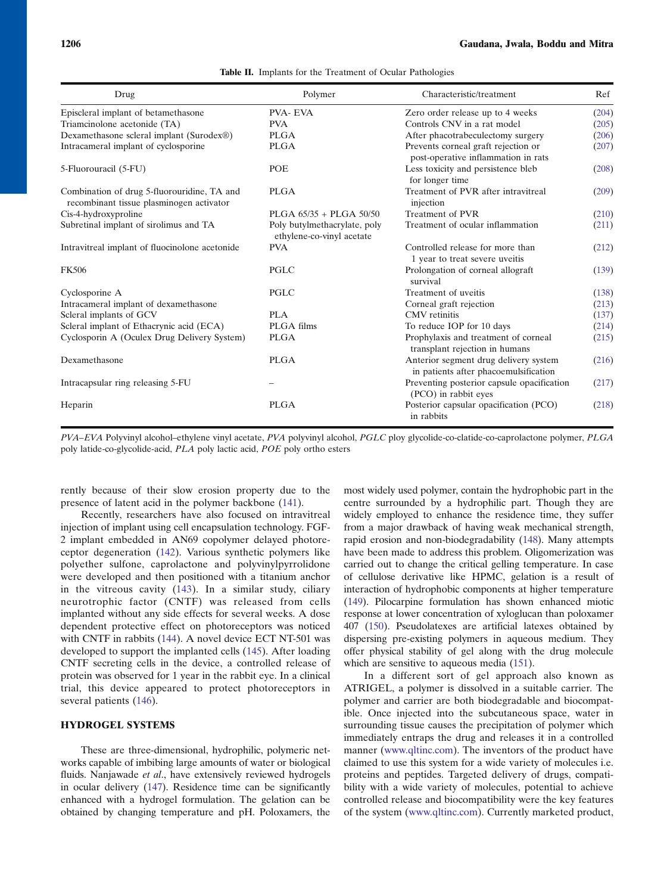**Table II.** Implants for the Treatment of Ocular Pathologies

| Drug | Polymer | Characteristic/treatment | Ref |
|---|---|---|---|
| Episcleral implant of betamethasone | PVA- EVA | Zero order release up to 4 weeks | (204) |
| Triamcinolone acetonide (TA) | PVA | Controls CNV in a rat model | (205) |
| Dexamethasone scleral implant (Surodex®) | PLGA | After phacotrabeculectomy surgery | (206) |
| Intracameral implant of cyclosporine | PLGA | Prevents corneal graft rejection or post-operative inflammation in rats | (207) |
| 5-Fluorouracil (5-FU) | POE | Less toxicity and persistence bleb for longer time | (208) |
| Combination of drug 5-fluorouridine, TA and recombinant tissue plasminogen activator | PLGA | Treatment of PVR after intravitreal injection | (209) |
| Cis-4-hydroxyproline | PLGA 65/35 + PLGA 50/50 | Treatment of PVR | (210) |
| Subretinal implant of sirolimus and TA | Poly butylmethacrylate, poly ethylene-co-vinyl acetate | Treatment of ocular inflammation | (211) |
| Intravitreal implant of fluocinolone acetonide | PVA | Controlled release for more than 1 year to treat severe uveitis | (212) |
| FK506 | PGLC | Prolongation of corneal allograft survival | (139) |
| Cyclosporine A | PGLC | Treatment of uveitis | (138) |
| Intracameral implant of dexamethasone | | Corneal graft rejection | (213) |
| Scleral implants of GCV | PLA | CMV retinitis | (137) |
| Scleral implant of Ethacrynic acid (ECA) | PLGA films | To reduce IOP for 10 days | (214) |
| Cyclosporin A (Oculex Drug Delivery System) | PLGA | Prophylaxis and treatment of corneal transplant rejection in humans | (215) |
| Dexamethasone | PLGA | Anterior segment drug delivery system in patients after phacoemulsification | (216) |
| Intracapsular ring releasing 5-FU | – | Preventing posterior capsule opacification (PCO) in rabbit eyes | (217) |
| Heparin | PLGA | Posterior capsular opacification (PCO) in rabbits | (218) |

*PVA–EVA* Polyvinyl alcohol–ethylene vinyl acetate, *PVA* polyvinyl alcohol, *PGLC* ploy glycolide-co-clatide-co-caprolactone polymer, *PLGA* poly latide-co-glycolide-acid, *PLA* poly lactic acid, *POE* poly ortho esters

rently because of their slow erosion property due to the presence of latent acid in the polymer backbone (141).

Recently, researchers have also focused on intravitreal injection of implant using cell encapsulation technology. FGF-2 implant embedded in AN69 copolymer delayed photoreceptor degeneration (142). Various synthetic polymers like polyether sulfone, caprolactone and polyvinylpyrrolidone were developed and then positioned with a titanium anchor in the vitreous cavity (143). In a similar study, ciliary neurotrophic factor (CNTF) was released from cells implanted without any side effects for several weeks. A dose dependent protective effect on photoreceptors was noticed with CNTF in rabbits (144). A novel device ECT NT-501 was developed to support the implanted cells (145). After loading CNTF secreting cells in the device, a controlled release of protein was observed for 1 year in the rabbit eye. In a clinical trial, this device appeared to protect photoreceptors in several patients (146).

## HYDROGEL SYSTEMS

These are three-dimensional, hydrophilic, polymeric networks capable of imbibing large amounts of water or biological fluids. Nanjawade *et al.*, have extensively reviewed hydrogels in ocular delivery (147). Residence time can be significantly enhanced with a hydrogel formulation. The gelation can be obtained by changing temperature and pH. Poloxamers, the most widely used polymer, contain the hydrophobic part in the centre surrounded by a hydrophilic part. Though they are widely employed to enhance the residence time, they suffer from a major drawback of having weak mechanical strength, rapid erosion and non-biodegradability (148). Many attempts have been made to address this problem. Oligomerization was carried out to change the critical gelling temperature. In case of cellulose derivative like HPMC, gelation is a result of interaction of hydrophobic components at higher temperature (149). Pilocarpine formulation has shown enhanced miotic response at lower concentration of xyloglucan than poloxamer 407 (150). Pseudolatexes are artificial latexes obtained by dispersing pre-existing polymers in aqueous medium. They offer physical stability of gel along with the drug molecule which are sensitive to aqueous media (151).

In a different sort of gel approach also known as ATRIGEL, a polymer is dissolved in a suitable carrier. The polymer and carrier are both biodegradable and biocompatible. Once injected into the subcutaneous space, water in surrounding tissue causes the precipitation of polymer which immediately entraps the drug and releases it in a controlled manner (www.qltinc.com). The inventors of the product have claimed to use this system for a wide variety of molecules i.e. proteins and peptides. Targeted delivery of drugs, compatibility with a wide variety of molecules, potential to achieve controlled release and biocompatibility were the key features of the system (www.qltinc.com). Currently marketed product,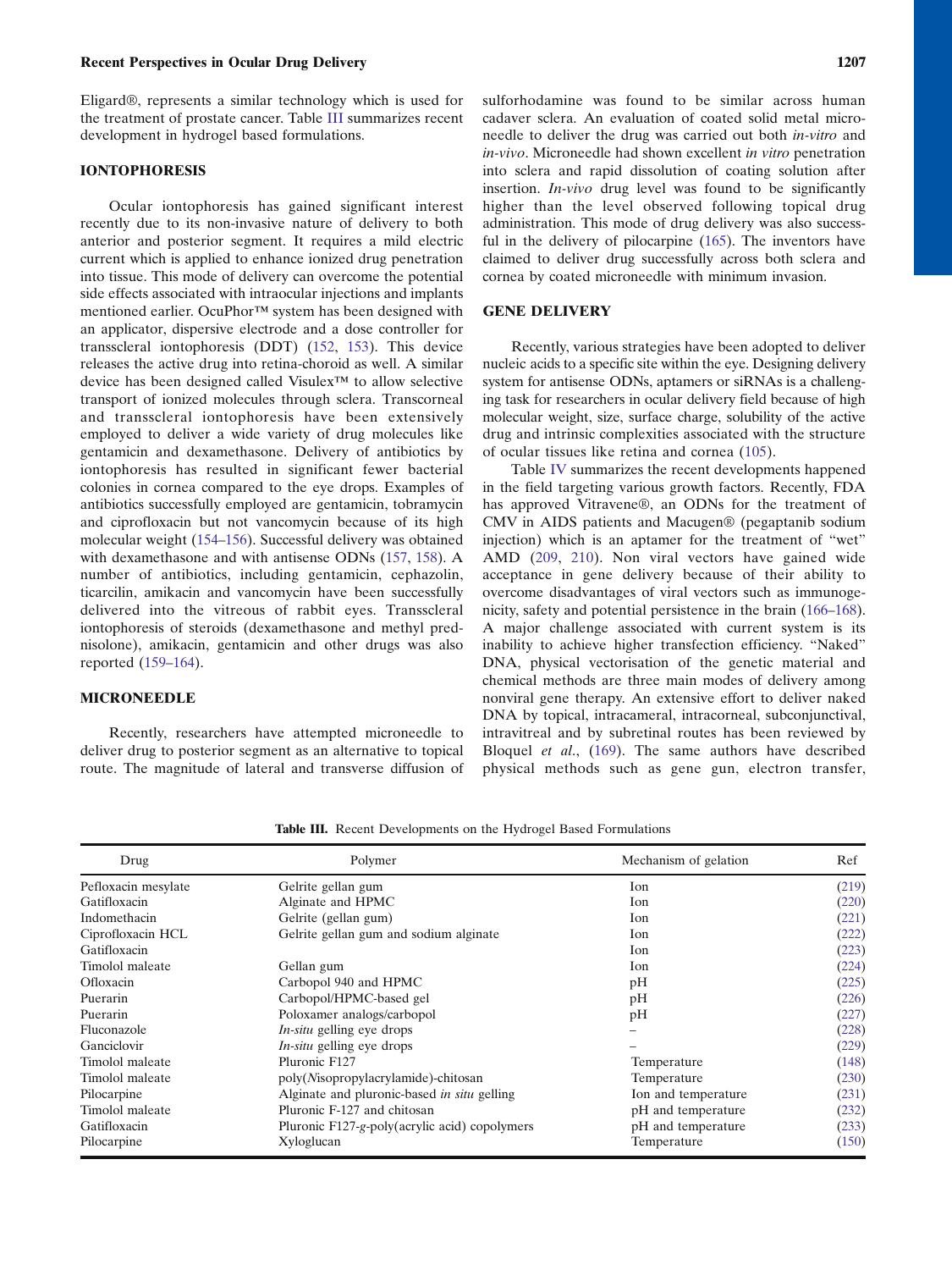Eligard®, represents a similar technology which is used for the treatment of prostate cancer. Table III summarizes recent development in hydrogel based formulations.

## IONTOPHORESIS

Ocular iontophoresis has gained significant interest recently due to its non-invasive nature of delivery to both anterior and posterior segment. It requires a mild electric current which is applied to enhance ionized drug penetration into tissue. This mode of delivery can overcome the potential side effects associated with intraocular injections and implants mentioned earlier. OcuPhor™ system has been designed with an applicator, dispersive electrode and a dose controller for transscleral iontophoresis (DDT) (152, 153). This device releases the active drug into retina-choroid as well. A similar device has been designed called Visulex™ to allow selective transport of ionized molecules through sclera. Transcorneal and transscleral iontophoresis have been extensively employed to deliver a wide variety of drug molecules like gentamicin and dexamethasone. Delivery of antibiotics by iontophoresis has resulted in significant fewer bacterial colonies in cornea compared to the eye drops. Examples of antibiotics successfully employed are gentamicin, tobramycin and ciprofloxacin but not vancomycin because of its high molecular weight (154–156). Successful delivery was obtained with dexamethasone and with antisense ODNs (157, 158). A number of antibiotics, including gentamicin, cephazolin, ticarcilin, amikacin and vancomycin have been successfully delivered into the vitreous of rabbit eyes. Transscleral iontophoresis of steroids (dexamethasone and methyl prednisolone), amikacin, gentamicin and other drugs was also reported (159–164).

## MICRONEEDLE

Recently, researchers have attempted microneedle to deliver drug to posterior segment as an alternative to topical route. The magnitude of lateral and transverse diffusion of sulforhodamine was found to be similar across human cadaver sclera. An evaluation of coated solid metal microneedle to deliver the drug was carried out both *in-vitro* and *in-vivo*. Microneedle had shown excellent *in vitro* penetration into sclera and rapid dissolution of coating solution after insertion. *In-vivo* drug level was found to be significantly higher than the level observed following topical drug administration. This mode of drug delivery was also successful in the delivery of pilocarpine (165). The inventors have claimed to deliver drug successfully across both sclera and cornea by coated microneedle with minimum invasion.

## GENE DELIVERY

Recently, various strategies have been adopted to deliver nucleic acids to a specific site within the eye. Designing delivery system for antisense ODNs, aptamers or siRNAs is a challenging task for researchers in ocular delivery field because of high molecular weight, size, surface charge, solubility of the active drug and intrinsic complexities associated with the structure of ocular tissues like retina and cornea (105).

Table IV summarizes the recent developments happened in the field targeting various growth factors. Recently, FDA has approved Vitravene®, an ODNs for the treatment of CMV in AIDS patients and Macugen® (pegaptanib sodium injection) which is an aptamer for the treatment of "wet" AMD (209, 210). Non viral vectors have gained wide acceptance in gene delivery because of their ability to overcome disadvantages of viral vectors such as immunogenicity, safety and potential persistence in the brain (166–168). A major challenge associated with current system is its inability to achieve higher transfection efficiency. "Naked" DNA, physical vectorisation of the genetic material and chemical methods are three main modes of delivery among nonviral gene therapy. An extensive effort to deliver naked DNA by topical, intracameral, intracorneal, subconjunctival, intravitreal and by subretinal routes has been reviewed by Bloquel *et al.*, (169). The same authors have described physical methods such as gene gun, electron transfer,

**Table III.** Recent Developments on the Hydrogel Based Formulations

| Drug | Polymer | Mechanism of gelation | Ref |
|---|---|---|---|
| Pefloxacin mesylate | Gelrite gellan gum | Ion | (219) |
| Gatifloxacin | Alginate and HPMC | Ion | (220) |
| Indomethacin | Gelrite (gellan gum) | Ion | (221) |
| Ciprofloxacin HCL | Gelrite gellan gum and sodium alginate | Ion | (222) |
| Gatifloxacin | | Ion | (223) |
| Timolol maleate | Gellan gum | Ion | (224) |
| Ofloxacin | Carbopol 940 and HPMC | pH | (225) |
| Puerarin | Carbopol/HPMC-based gel | pH | (226) |
| Puerarin | Poloxamer analogs/carbopol | pH | (227) |
| Fluconazole | *In-situ* gelling eye drops | – | (228) |
| Ganciclovir | *In-situ* gelling eye drops | – | (229) |
| Timolol maleate | Pluronic F127 | Temperature | (148) |
| Timolol maleate | poly(*N*isopropylacrylamide)-chitosan | Temperature | (230) |
| Pilocarpine | Alginate and pluronic-based *in situ* gelling | Ion and temperature | (231) |
| Timolol maleate | Pluronic F-127 and chitosan | pH and temperature | (232) |
| Gatifloxacin | Pluronic F127-*g*-poly(acrylic acid) copolymers | pH and temperature | (233) |
| Pilocarpine | Xyloglucan | Temperature | (150) |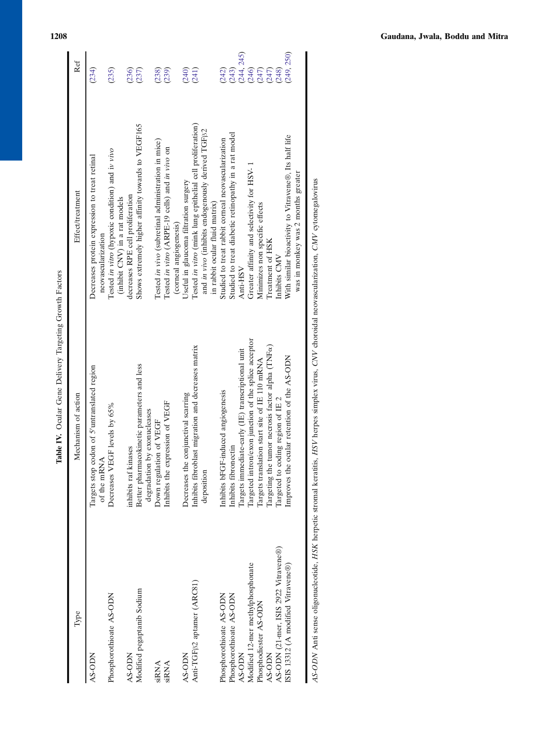**Table IV.** Ocular Gene Delivery Targeting Growth Factors

| Type | Mechanism of action | Effect/treatment | Ref |
|---|---|---|---|
| AS-ODN | Targets stop codon of 5′untranslated region of the mRNA | Decreases protein expression to treat retinal neovascularization | (234) |
| Phosphorothioate AS-ODN | Decreases VEGF levels by 65% | Tested *in vitro* (hypoxic condition) and *in vivo* (inhibit CNV) in a rat models | (235) |
| AS-ODN | inhibits raf kinases | decreases RPE cell proliferation | (236) |
| Modified pegaptanib Sodium | Better pharmacokinetic parameters and less degradation by exonucleases | Shows extremely higher affinity towards to VEGF165 | (237) |
| siRNA | Down regulation of VEGF | Tested *in vivo* (subretinal administration in mice) | (238) |
| siRNA | Inhibits the expression of VEGF | Tested *in vitro* (ARPE-19 cells) and *in vivo* on (corneal angiogenesis) | (239) |
| AS-ODN | Decreases the conjunctival scarring | Useful in glaucoma filtration surgery | (240) |
| Anti-TGFβ2 aptamer (ARC81) | Inhibits fibroblast migration and decreases matrix deposition | Tested *in vitro* (mink lung epithelial cell proliferation) and *in vivo* (inhibits endogenously derived TGFβ2 in rabbit ocular fluid matrix) | (241) |
| Phosphorothioate AS-ODN | Inhibits bFGF-induced angiogenesis | Studied to treat rabbit corneal neovascularization | (242) |
| Phosphorothioate AS-ODN | Inhibits fibronectin | Studied to treat diabetic retinopathy in a rat model | (243) |
| AS-ODN | Targets immediate-early (IE) transcriptional unit | Anti-HSV | (244, 245) |
| Modified 12-mer methylphosphonate | Targeted intron/exon junction of the splice acceptor | Greater affinity and selectivity for HSV-1 | (246) |
| Phosphodiester AS-ODN | Targets translation start site of IE 110 mRNA | Minimizes non specific effects | (247) |
| AS-ODN | Targeting the tumor necrosis factor alpha (TNFα) | Treatment of HSK | (247) |
| AS-ODN (21-mer, ISIS 2922 Vitravene®) | Targeted to coding region of IE 2 | Inhibits CMV | (248) |
| ISIS 13312 (A modified Vitravene®) | Improves the ocular retention of the AS-ODN | With similar bioactivity to Vitravene®. Its half life was in monkey was 2 months greater | (249, 250) |

*AS-ODN* Anti sense oligonucleotide, *HSK* herpetic stromal keratitis, *HSV* herpes simplex virus, *CNV* choroidal neovascularization, *CMV* cytomegalovirus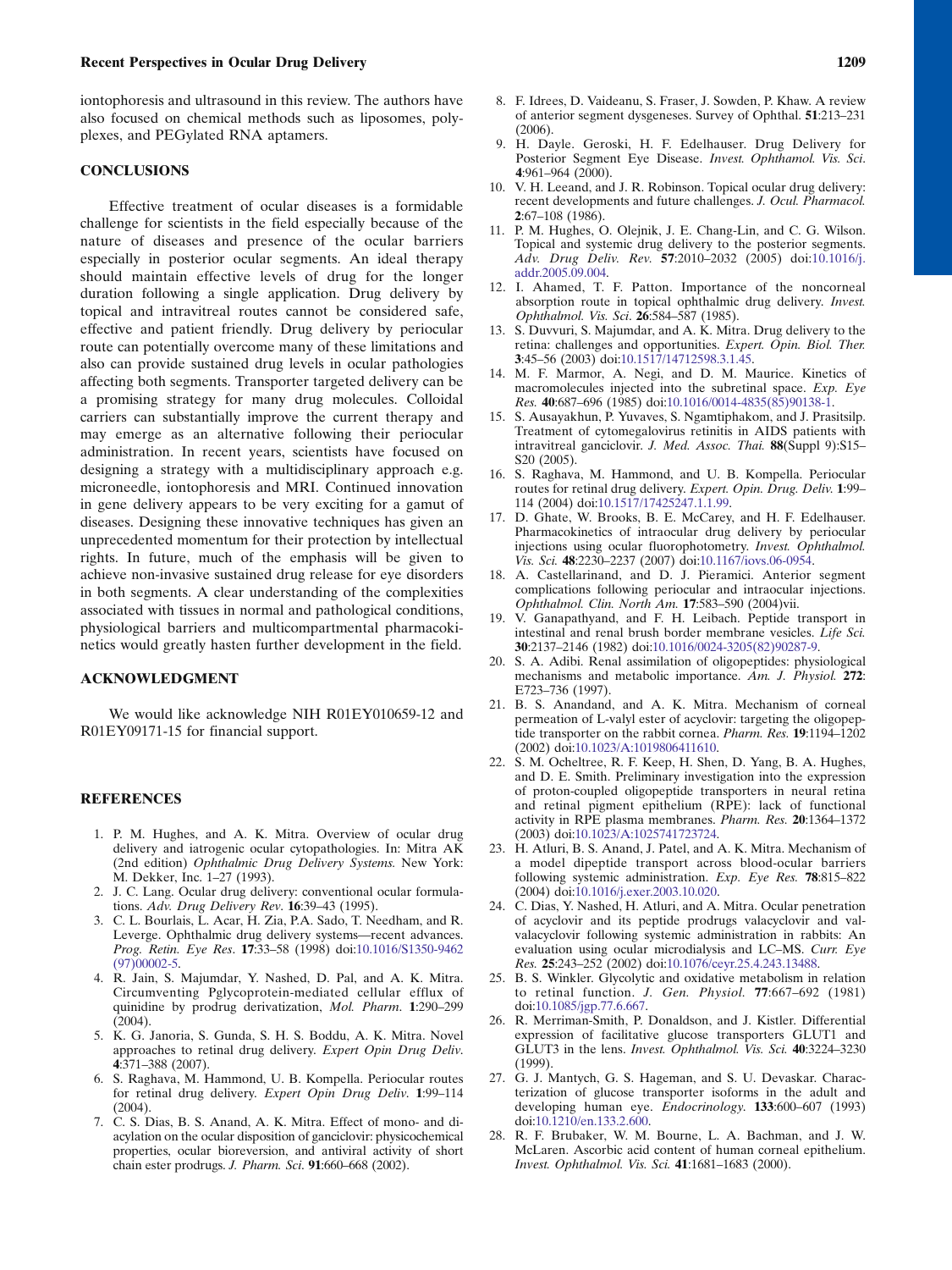iontophoresis and ultrasound in this review. The authors have also focused on chemical methods such as liposomes, polyplexes, and PEGylated RNA aptamers.

## CONCLUSIONS

Effective treatment of ocular diseases is a formidable challenge for scientists in the field especially because of the nature of diseases and presence of the ocular barriers especially in posterior ocular segments. An ideal therapy should maintain effective levels of drug for the longer duration following a single application. Drug delivery by topical and intravitreal routes cannot be considered safe, effective and patient friendly. Drug delivery by periocular route can potentially overcome many of these limitations and also can provide sustained drug levels in ocular pathologies affecting both segments. Transporter targeted delivery can be a promising strategy for many drug molecules. Colloidal carriers can substantially improve the current therapy and may emerge as an alternative following their periocular administration. In recent years, scientists have focused on designing a strategy with a multidisciplinary approach e.g. microneedle, iontophoresis and MRI. Continued innovation in gene delivery appears to be very exciting for a gamut of diseases. Designing these innovative techniques has given an unprecedented momentum for their protection by intellectual rights. In future, much of the emphasis will be given to achieve non-invasive sustained drug release for eye disorders in both segments. A clear understanding of the complexities associated with tissues in normal and pathological conditions, physiological barriers and multicompartmental pharmacokinetics would greatly hasten further development in the field.

## ACKNOWLEDGMENT

We would like acknowledge NIH R01EY010659-12 and R01EY09171-15 for financial support.

## REFERENCES

1. P. M. Hughes, and A. K. Mitra. Overview of ocular drug delivery and iatrogenic ocular cytopathologies. In: Mitra AK (2nd edition) *Ophthalmic Drug Delivery Systems.* New York: M. Dekker, Inc. 1–27 (1993).
2. J. C. Lang. Ocular drug delivery: conventional ocular formulations. *Adv. Drug Delivery Rev*. **16**:39–43 (1995).
3. C. L. Bourlais, L. Acar, H. Zia, P.A. Sado, T. Needham, and R. Leverge. Ophthalmic drug delivery systems—recent advances. *Prog. Retin. Eye Res*. **17**:33–58 (1998) doi:10.1016/S1350-9462(97)00002-5.
4. R. Jain, S. Majumdar, Y. Nashed, D. Pal, and A. K. Mitra. Circumventing Pglycoprotein-mediated cellular efflux of quinidine by prodrug derivatization, *Mol. Pharm*. **1**:290–299 (2004).
5. K. G. Janoria, S. Gunda, S. H. S. Boddu, A. K. Mitra. Novel approaches to retinal drug delivery. *Expert Opin Drug Deliv*. **4**:371–388 (2007).
6. S. Raghava, M. Hammond, U. B. Kompella. Periocular routes for retinal drug delivery. *Expert Opin Drug Deliv*. **1**:99–114 (2004).
7. C. S. Dias, B. S. Anand, A. K. Mitra. Effect of mono- and di-acylation on the ocular disposition of ganciclovir: physicochemical properties, ocular bioreversion, and antiviral activity of short chain ester prodrugs. *J. Pharm. Sci*. **91**:660–668 (2002).
8. F. Idrees, D. Vaideanu, S. Fraser, J. Sowden, P. Khaw. A review of anterior segment dysgeneses. Survey of Ophthal. **51**:213–231 (2006).
9. H. Dayle. Geroski, H. F. Edelhauser. Drug Delivery for Posterior Segment Eye Disease. *Invest. Ophthamol. Vis. Sci*. **4**:961–964 (2000).
10. V. H. Leeand, and J. R. Robinson. Topical ocular drug delivery: recent developments and future challenges. *J. Ocul. Pharmacol.* **2**:67–108 (1986).
11. P. M. Hughes, O. Olejnik, J. E. Chang-Lin, and C. G. Wilson. Topical and systemic drug delivery to the posterior segments. *Adv. Drug Deliv. Rev.* **57**:2010–2032 (2005) doi:10.1016/j.addr.2005.09.004.
12. I. Ahamed, T. F. Patton. Importance of the noncorneal absorption route in topical ophthalmic drug delivery. *Invest. Ophthalmol. Vis. Sci*. **26**:584–587 (1985).
13. S. Duvvuri, S. Majumdar, and A. K. Mitra. Drug delivery to the retina: challenges and opportunities. *Expert. Opin. Biol. Ther.* **3**:45–56 (2003) doi:10.1517/14712598.3.1.45.
14. M. F. Marmor, A. Negi, and D. M. Maurice. Kinetics of macromolecules injected into the subretinal space. *Exp. Eye Res.* **40**:687–696 (1985) doi:10.1016/0014-4835(85)90138-1.
15. S. Ausayakhun, P. Yuvaves, S. Ngamtiphakom, and J. Prasitsilp. Treatment of cytomegalovirus retinitis in AIDS patients with intravitreal ganciclovir. *J. Med. Assoc. Thai.* **88**(Suppl 9):S15–S20 (2005).
16. S. Raghava, M. Hammond, and U. B. Kompella. Periocular routes for retinal drug delivery. *Expert. Opin. Drug. Deliv.* **1**:99–114 (2004) doi:10.1517/17425247.1.1.99.
17. D. Ghate, W. Brooks, B. E. McCarey, and H. F. Edelhauser. Pharmacokinetics of intraocular drug delivery by periocular injections using ocular fluorophotometry. *Invest. Ophthalmol. Vis. Sci.* **48**:2230–2237 (2007) doi:10.1167/iovs.06-0954.
18. A. Castellarinand, and D. J. Pieramici. Anterior segment complications following periocular and intraocular injections. *Ophthalmol. Clin. North Am.* **17**:583–590 (2004)vii.
19. V. Ganapathyand, and F. H. Leibach. Peptide transport in intestinal and renal brush border membrane vesicles. *Life Sci.* **30**:2137–2146 (1982) doi:10.1016/0024-3205(82)90287-9.
20. S. A. Adibi. Renal assimilation of oligopeptides: physiological mechanisms and metabolic importance. *Am. J. Physiol.* **272**: E723–736 (1997).
21. B. S. Anandand, and A. K. Mitra. Mechanism of corneal permeation of L-valyl ester of acyclovir: targeting the oligopeptide transporter on the rabbit cornea. *Pharm. Res.* **19**:1194–1202 (2002) doi:10.1023/A:1019806411610.
22. S. M. Ocheltree, R. F. Keep, H. Shen, D. Yang, B. A. Hughes, and D. E. Smith. Preliminary investigation into the expression of proton-coupled oligopeptide transporters in neural retina and retinal pigment epithelium (RPE): lack of functional activity in RPE plasma membranes. *Pharm. Res.* **20**:1364–1372 (2003) doi:10.1023/A:1025741723724.
23. H. Atluri, B. S. Anand, J. Patel, and A. K. Mitra. Mechanism of a model dipeptide transport across blood-ocular barriers following systemic administration. *Exp. Eye Res.* **78**:815–822 (2004) doi:10.1016/j.exer.2003.10.020.
24. C. Dias, Y. Nashed, H. Atluri, and A. Mitra. Ocular penetration of acyclovir and its peptide prodrugs valacyclovir and val-valacyclovir following systemic administration in rabbits: An evaluation using ocular microdialysis and LC–MS. *Curr. Eye Res.* **25**:243–252 (2002) doi:10.1076/ceyr.25.4.243.13488.
25. B. S. Winkler. Glycolytic and oxidative metabolism in relation to retinal function. *J. Gen. Physiol.* **77**:667–692 (1981) doi:10.1085/jgp.77.6.667.
26. R. Merriman-Smith, P. Donaldson, and J. Kistler. Differential expression of facilitative glucose transporters GLUT1 and GLUT3 in the lens. *Invest. Ophthalmol. Vis. Sci.* **40**:3224–3230 (1999).
27. G. J. Mantych, G. S. Hageman, and S. U. Devaskar. Characterization of glucose transporter isoforms in the adult and developing human eye. *Endocrinology.* **133**:600–607 (1993) doi:10.1210/en.133.2.600.
28. R. F. Brubaker, W. M. Bourne, L. A. Bachman, and J. W. McLaren. Ascorbic acid content of human corneal epithelium. *Invest. Ophthalmol. Vis. Sci.* **41**:1681–1683 (2000).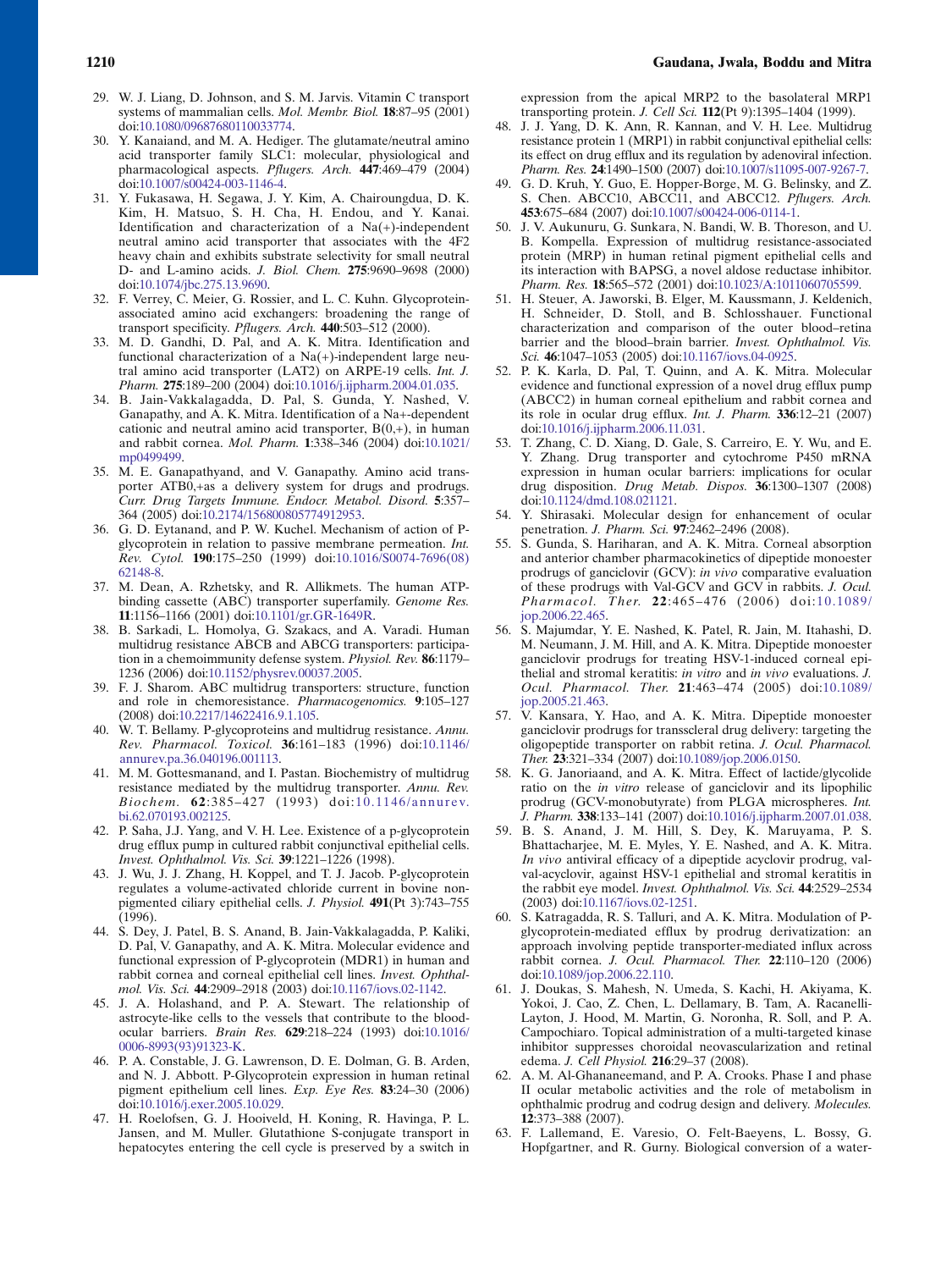29. W. J. Liang, D. Johnson, and S. M. Jarvis. Vitamin C transport systems of mammalian cells. *Mol. Membr. Biol.* **18**:87–95 (2001) doi:10.1080/09687680110033774.
30. Y. Kanaiand, and M. A. Hediger. The glutamate/neutral amino acid transporter family SLC1: molecular, physiological and pharmacological aspects. *Pflugers. Arch.* **447**:469–479 (2004) doi:10.1007/s00424-003-1146-4.
31. Y. Fukasawa, H. Segawa, J. Y. Kim, A. Chairoungdua, D. K. Kim, H. Matsuo, S. H. Cha, H. Endou, and Y. Kanai. Identification and characterization of a Na(+)-independent neutral amino acid transporter that associates with the 4F2 heavy chain and exhibits substrate selectivity for small neutral D- and L-amino acids. *J. Biol. Chem.* **275**:9690–9698 (2000) doi:10.1074/jbc.275.13.9690.
32. F. Verrey, C. Meier, G. Rossier, and L. C. Kuhn. Glycoprotein-associated amino acid exchangers: broadening the range of transport specificity. *Pflugers. Arch.* **440**:503–512 (2000).
33. M. D. Gandhi, D. Pal, and A. K. Mitra. Identification and functional characterization of a Na(+)-independent large neutral amino acid transporter (LAT2) on ARPE-19 cells. *Int. J. Pharm.* **275**:189–200 (2004) doi:10.1016/j.ijpharm.2004.01.035.
34. B. Jain-Vakkalagadda, D. Pal, S. Gunda, Y. Nashed, V. Ganapathy, and A. K. Mitra. Identification of a Na+-dependent cationic and neutral amino acid transporter, B(0,+), in human and rabbit cornea. *Mol. Pharm.* **1**:338–346 (2004) doi:10.1021/mp0499499.
35. M. E. Ganapathyand, and V. Ganapathy. Amino acid transporter ATB0,+as a delivery system for drugs and prodrugs. *Curr. Drug Targets Immune. Endocr. Metabol. Disord.* **5**:357–364 (2005) doi:10.2174/156800805774912953.
36. G. D. Eytanand, and P. W. Kuchel. Mechanism of action of P-glycoprotein in relation to passive membrane permeation. *Int. Rev. Cytol.* **190**:175–250 (1999) doi:10.1016/S0074-7696(08)62148-8.
37. M. Dean, A. Rzhetsky, and R. Allikmets. The human ATP-binding cassette (ABC) transporter superfamily. *Genome Res.* **11**:1156–1166 (2001) doi:10.1101/gr.GR-1649R.
38. B. Sarkadi, L. Homolya, G. Szakacs, and A. Varadi. Human multidrug resistance ABCB and ABCG transporters: participation in a chemoimmunity defense system. *Physiol. Rev.* **86**:1179–1236 (2006) doi:10.1152/physrev.00037.2005.
39. F. J. Sharom. ABC multidrug transporters: structure, function and role in chemoresistance. *Pharmacogenomics.* **9**:105–127 (2008) doi:10.2217/14622416.9.1.105.
40. W. T. Bellamy. P-glycoproteins and multidrug resistance. *Annu. Rev. Pharmacol. Toxicol.* **36**:161–183 (1996) doi:10.1146/annurev.pa.36.040196.001113.
41. M. M. Gottesmanand, and I. Pastan. Biochemistry of multidrug resistance mediated by the multidrug transporter. *Annu. Rev. Biochem.* **62**:385–427 (1993) doi:10.1146/annurev.bi.62.070193.002125.
42. P. Saha, J.J. Yang, and V. H. Lee. Existence of a p-glycoprotein drug efflux pump in cultured rabbit conjunctival epithelial cells. *Invest. Ophthalmol. Vis. Sci.* **39**:1221–1226 (1998).
43. J. Wu, J. J. Zhang, H. Koppel, and T. J. Jacob. P-glycoprotein regulates a volume-activated chloride current in bovine non-pigmented ciliary epithelial cells. *J. Physiol.* **491**(Pt 3):743–755 (1996).
44. S. Dey, J. Patel, B. S. Anand, B. Jain-Vakkalagadda, P. Kaliki, D. Pal, V. Ganapathy, and A. K. Mitra. Molecular evidence and functional expression of P-glycoprotein (MDR1) in human and rabbit cornea and corneal epithelial cell lines. *Invest. Ophthalmol. Vis. Sci.* **44**:2909–2918 (2003) doi:10.1167/iovs.02-1142.
45. J. A. Holashand, and P. A. Stewart. The relationship of astrocyte-like cells to the vessels that contribute to the blood-ocular barriers. *Brain Res.* **629**:218–224 (1993) doi:10.1016/0006-8993(93)91323-K.
46. P. A. Constable, J. G. Lawrenson, D. E. Dolman, G. B. Arden, and N. J. Abbott. P-Glycoprotein expression in human retinal pigment epithelium cell lines. *Exp. Eye Res.* **83**:24–30 (2006) doi:10.1016/j.exer.2005.10.029.
47. H. Roelofsen, G. J. Hooiveld, H. Koning, R. Havinga, P. L. Jansen, and M. Muller. Glutathione S-conjugate transport in hepatocytes entering the cell cycle is preserved by a switch in expression from the apical MRP2 to the basolateral MRP1 transporting protein. *J. Cell Sci.* **112**(Pt 9):1395–1404 (1999).
48. J. J. Yang, D. K. Ann, R. Kannan, and V. H. Lee. Multidrug resistance protein 1 (MRP1) in rabbit conjunctival epithelial cells: its effect on drug efflux and its regulation by adenoviral infection. *Pharm. Res.* **24**:1490–1500 (2007) doi:10.1007/s11095-007-9267-7.
49. G. D. Kruh, Y. Guo, E. Hopper-Borge, M. G. Belinsky, and Z. S. Chen. ABCC10, ABCC11, and ABCC12. *Pflugers. Arch.* **453**:675–684 (2007) doi:10.1007/s00424-006-0114-1.
50. J. V. Aukunuru, G. Sunkara, N. Bandi, W. B. Thoreson, and U. B. Kompella. Expression of multidrug resistance-associated protein (MRP) in human retinal pigment epithelial cells and its interaction with BAPSG, a novel aldose reductase inhibitor. *Pharm. Res.* **18**:565–572 (2001) doi:10.1023/A:1011060705599.
51. H. Steuer, A. Jaworski, B. Elger, M. Kaussmann, J. Keldenich, H. Schneider, D. Stoll, and B. Schlosshauer. Functional characterization and comparison of the outer blood–retina barrier and the blood–brain barrier. *Invest. Ophthalmol. Vis. Sci.* **46**:1047–1053 (2005) doi:10.1167/iovs.04-0925.
52. P. K. Karla, D. Pal, T. Quinn, and A. K. Mitra. Molecular evidence and functional expression of a novel drug efflux pump (ABCC2) in human corneal epithelium and rabbit cornea and its role in ocular drug efflux. *Int. J. Pharm.* **336**:12–21 (2007) doi:10.1016/j.ijpharm.2006.11.031.
53. T. Zhang, C. D. Xiang, D. Gale, S. Carreiro, E. Y. Wu, and E. Y. Zhang. Drug transporter and cytochrome P450 mRNA expression in human ocular barriers: implications for ocular drug disposition. *Drug Metab. Dispos.* **36**:1300–1307 (2008) doi:10.1124/dmd.108.021121.
54. Y. Shirasaki. Molecular design for enhancement of ocular penetration. *J. Pharm. Sci.* **97**:2462–2496 (2008).
55. S. Gunda, S. Hariharan, and A. K. Mitra. Corneal absorption and anterior chamber pharmacokinetics of dipeptide monoester prodrugs of ganciclovir (GCV): *in vivo* comparative evaluation of these prodrugs with Val-GCV and GCV in rabbits. *J. Ocul. Pharmacol. Ther.* **22**:465–476 (2006) doi:10.1089/jop.2006.22.465.
56. S. Majumdar, Y. E. Nashed, K. Patel, R. Jain, M. Itahashi, D. M. Neumann, J. M. Hill, and A. K. Mitra. Dipeptide monoester ganciclovir prodrugs for treating HSV-1-induced corneal epithelial and stromal keratitis: *in vitro* and *in vivo* evaluations. *J. Ocul. Pharmacol. Ther.* **21**:463–474 (2005) doi:10.1089/jop.2005.21.463.
57. V. Kansara, Y. Hao, and A. K. Mitra. Dipeptide monoester ganciclovir prodrugs for transscleral drug delivery: targeting the oligopeptide transporter on rabbit retina. *J. Ocul. Pharmacol. Ther.* **23**:321–334 (2007) doi:10.1089/jop.2006.0150.
58. K. G. Janoriaand, and A. K. Mitra. Effect of lactide/glycolide ratio on the *in vitro* release of ganciclovir and its lipophilic prodrug (GCV-monobutyrate) from PLGA microspheres. *Int. J. Pharm.* **338**:133–141 (2007) doi:10.1016/j.ijpharm.2007.01.038.
59. B. S. Anand, J. M. Hill, S. Dey, K. Maruyama, P. S. Bhattacharjee, M. E. Myles, Y. E. Nashed, and A. K. Mitra. *In vivo* antiviral efficacy of a dipeptide acyclovir prodrug, val-val-acyclovir, against HSV-1 epithelial and stromal keratitis in the rabbit eye model. *Invest. Ophthalmol. Vis. Sci.* **44**:2529–2534 (2003) doi:10.1167/iovs.02-1251.
60. S. Katragadda, R. S. Talluri, and A. K. Mitra. Modulation of P-glycoprotein-mediated efflux by prodrug derivatization: an approach involving peptide transporter-mediated influx across rabbit cornea. *J. Ocul. Pharmacol. Ther.* **22**:110–120 (2006) doi:10.1089/jop.2006.22.110.
61. J. Doukas, S. Mahesh, N. Umeda, S. Kachi, H. Akiyama, K. Yokoi, J. Cao, Z. Chen, L. Dellamary, B. Tam, A. Racanelli-Layton, J. Hood, M. Martin, G. Noronha, R. Soll, and P. A. Campochiaro. Topical administration of a multi-targeted kinase inhibitor suppresses choroidal neovascularization and retinal edema. *J. Cell Physiol.* **216**:29–37 (2008).
62. A. M. Al-Ghananeemand, and P. A. Crooks. Phase I and phase II ocular metabolic activities and the role of metabolism in ophthalmic prodrug and codrug design and delivery. *Molecules.* **12**:373–388 (2007).
63. F. Lallemand, E. Varesio, O. Felt-Baeyens, L. Bossy, G. Hopfgartner, and R. Gurny. Biological conversion of a water-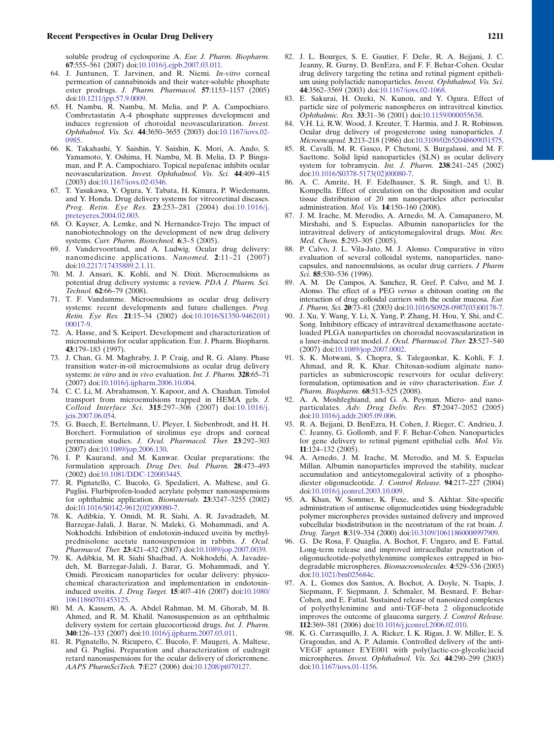soluble prodrug of cyclosporine A. *Eur. J. Pharm. Biopharm.* **67**:555–561 (2007) doi:10.1016/j.ejpb.2007.03.011.

64. J. Juntunen, T. Jarvinen, and R. Niemi. *In-vitro* corneal permeation of cannabinoids and their water-soluble phosphate ester prodrugs. *J. Pharm. Pharmacol.* **57**:1153–1157 (2005) doi:10.1211/jpp.57.9.0009.
65. H. Nambu, R. Nambu, M. Melia, and P. A. Campochiaro. Combretastatin A-4 phosphate suppresses development and induces regression of choroidal neovascularization. *Invest. Ophthalmol. Vis. Sci.* **44**:3650–3655 (2003) doi:10.1167/iovs.02-0985.
66. K. Takahashi, Y. Saishin, Y. Saishin, K. Mori, A. Ando, S. Yamamoto, Y. Oshima, H. Nambu, M. B. Melia, D. P. Bingaman, and P. A. Campochiaro. Topical nepafenac inhibits ocular neovascularization. *Invest. Ophthalmol. Vis. Sci.* **44**:409–415 (2003) doi:10.1167/iovs.02-0346.
67. T. Yasukawa, Y. Ogura, Y. Tabata, H. Kimura, P. Wiedemann, and Y. Honda. Drug delivery systems for vitreoretinal diseases. *Prog. Retin. Eye Res.* **23**:253–281 (2004) doi:10.1016/j.preteyeres.2004.02.003.
68. O. Kayser, A. Lemke, and N. Hernandez-Trejo. The impact of nanobiotechnology on the development of new drug delivery systems. *Curr. Pharm. Biotechnol.* **6**:3–5 (2005).
69. J. Vandervoortand, and A. Ludwig. Ocular drug delivery: nanomedicine applications. *Nanomed.* **2**:11–21 (2007) doi:10.2217/17435889.2.1.11.
70. M. J. Ansari, K. Kohli, and N. Dixit. Microemulsions as potential drug delivery systems: a review. *PDA J. Pharm. Sci. Technol.* **62**:66–79 (2008).
71. T. F. Vandamme. Microemulsions as ocular drug delivery systems: recent developments and future challenges. *Prog. Retin. Eye Res.* **21**:15–34 (2002) doi:10.1016/S1350-9462(01)00017-9.
72. A. Hasse, and S. Keipert. Development and characterization of microemulsions for ocular application. Eur. J. Pharm. Biopharm. **43**:179–183 (1997).
73. J. Chan, G. M. Maghraby, J. P. Craig, and R. G. Alany. Phase transition water-in-oil microemulsions as ocular drug delivery systems: *in vitro* and *in vivo* evaluation. *Int. J. Pharm.* **328**:65–71 (2007) doi:10.1016/j.ijpharm.2006.10.004.
74. C. C. Li, M. Abrahamson, Y. Kapoor, and A. Chauhan. Timolol transport from microemulsions trapped in HEMA gels. *J. Colloid Interface Sci.* **315**:297–306 (2007) doi:10.1016/j.jcis.2007.06.054.
75. G. Buech, E. Bertelmann, U. Pleyer, I. Siebenbrodt, and H. H. Borchert. Formulation of sirolimus eye drops and corneal permeation studies. *J. Ocul. Pharmacol. Ther.* **23**:292–303 (2007) doi:10.1089/jop.2006.130.
76. I. P. Kaurand, and M. Kanwar. Ocular preparations: the formulation approach. *Drug Dev. Ind. Pharm.* **28**:473–493 (2002) doi:10.1081/DDC-120003445.
77. R. Pignatello, C. Bucolo, G. Spedalieri, A. Maltese, and G. Puglisi. Flurbiprofen-loaded acrylate polymer nanosuspensions for ophthalmic application. *Biomaterials.* **23**:3247–3255 (2002) doi:10.1016/S0142-9612(02)00080-7.
78. K. Adibkia, Y. Omidi, M. R. Siahi, A. R. Javadzadeh, M. Barzegar-Jalali, J. Barar, N. Maleki, G. Mohammadi, and A. Nokhodchi. Inhibition of endotoxin-induced uveitis by methylprednisolone acetate nanosuspension in rabbits. *J. Ocul. Pharmacol. Ther.* **23**:421–432 (2007) doi:10.1089/jop.2007.0039.
79. K. Adibkia, M. R. Siahi Shadbad, A. Nokhodchi, A. Javadzedeh, M. Barzegar-Jalali, J. Barar, G. Mohammadi, and Y. Omidi. Piroxicam nanoparticles for ocular delivery: physicochemical characterization and implementation in endotoxin-induced uveitis. *J. Drug Target.* **15**:407–416 (2007) doi:10.1080/10611860701453125.
80. M. A. Kassem, A. A. Abdel Rahman, M. M. Ghorab, M. B. Ahmed, and R. M. Khalil. Nanosuspension as an ophthalmic delivery system for certain glucocorticoid drugs. *Int. J. Pharm.* **340**:126–133 (2007) doi:10.1016/j.ijpharm.2007.03.011.
81. R. Pignatello, N. Ricupero, C. Bucolo, F. Maugeri, A. Maltese, and G. Puglisi. Preparation and characterization of eudragit retard nanosuspensions for the ocular delivery of cloricromene. *AAPS PharmSciTech.* **7**:E27 (2006) doi:10.1208/pt070127.
82. J. L. Bourges, S. E. Gautier, F. Delie, R. A. Bejjani, J. C. Jeanny, R. Gurny, D. BenEzra, and F. F. Behar-Cohen. Ocular drug delivery targeting the retina and retinal pigment epithelium using polylactide nanoparticles. *Invest. Ophthalmol. Vis. Sci.* **44**:3562–3569 (2003) doi:10.1167/iovs.02-1068.
83. E. Sakurai, H. Ozeki, N. Kunou, and Y. Ogura. Effect of particle size of polymeric nanospheres on intravitreal kinetics. *Ophthalmic. Res.* **33**:31–36 (2001) doi:10.1159/000055638.
84. V.H. Li, R.W. Wood, J. Kreuter, T. Harmia, and J. R. Robinson. Ocular drug delivery of progesterone using nanoparticles. *J. Microencapsul.* **3**:213–218 (1986) doi:10.3109/02652048609031575.
85. R. Cavalli, M. R. Gasco, P. Chetoni, S. Burgalassi, and M. F. Saettone. Solid lipid nanoparticles (SLN) as ocular delivery system for tobramycin. *Int. J. Pharm.* **238**:241–245 (2002) doi:10.1016/S0378-5173(02)00080-7.
86. A. C. Amrite, H. F. Edelhauser, S. R. Singh, and U. B. Kompella. Effect of circulation on the disposition and ocular tissue distribution of 20 nm nanoparticles after periocular administration. *Mol. Vis.* **14**:150–160 (2008).
87. J. M. Irache, M. Merodio, A. Arnedo, M. A. Camapanero, M. Mirshahi, and S. Espuelas. Albumin nanoparticles for the intravitreal delivery of anticytomegaloviral drugs. *Mini. Rev. Med. Chem.* **5**:293–305 (2005).
88. P. Calvo, J. L. Vila-Jato, M. J. Alonso. Comparative in vitro evaluation of several colloidal systems, nanoparticles, nanocapsules, and nanoemulsions, as ocular drug carriers. *J Pharm Sci.* **85**:530–536 (1996).
89. A. M. De Campos, A. Sanchez, R. Gref, P. Calvo, and M. J. Alonso. The effect of a PEG *versus* a chitosan coating on the interaction of drug colloidal carriers with the ocular mucosa. *Eur. J. Pharm. Sci.* **20**:73–81 (2003) doi:10.1016/S0928-0987(03)00178-7.
90. J. Xu, Y. Wang, Y. Li, X. Yang, P. Zhang, H. Hou, Y. Shi, and C. Song. Inhibitory efficacy of intravitreal dexamethasone acetate-loaded PLGA nanoparticles on choroidal neovascularization in a laser-induced rat model. *J. Ocul. Pharmacol. Ther.* **23**:527–540 (2007) doi:10.1089/jop.2007.0002.
91. S. K. Motwani, S. Chopra, S. Talegaonkar, K. Kohli, F. J. Ahmad, and R. K. Khar. Chitosan-sodium alginate nanoparticles as submicroscopic reservoirs for ocular delivery: formulation, optimisation and *in vitro* characterisation. *Eur. J. Pharm. Biopharm.* **68**:513–525 (2008).
92. A. A. Moshfeghiand, and G. A. Peyman. Micro- and nanoparticulates. *Adv. Drug Deliv. Rev.* **57**:2047–2052 (2005) doi:10.1016/j.addr.2005.09.006.
93. R. A. Bejjani, D. BenEzra, H. Cohen, J. Rieger, C. Andrieu, J. C. Jeanny, G. Gollomb, and F. F. Behar-Cohen. Nanoparticles for gene delivery to retinal pigment epithelial cells. *Mol. Vis.* **11**:124–132 (2005).
94. A. Arnedo, J. M. Irache, M. Merodio, and M. S. Espuelas Millan. Albumin nanoparticles improved the stability, nuclear accumulation and anticytomegaloviral activity of a phosphodiester oligonucleotide. *J. Control Release.* **94**:217–227 (2004) doi:10.1016/j.jconrel.2003.10.009.
95. A. Khan, W. Sommer, K. Fuxe, and S. Akhtar. Site-specific administration of antisense oligonucleotides using biodegradable polymer microspheres provides sustained delivery and improved subcellular biodistribution in the neostriatum of the rat brain. *J. Drug. Target.* **8**:319–334 (2000) doi:10.3109/10611860008997909.
96. G. De Rosa, F. Quaglia, A. Bochot, F. Ungaro, and E. Fattal. Long-term release and improved intracellular penetration of oligonucleotide-polyethylenimine complexes entrapped in biodegradable microspheres. *Biomacromolecules.* **4**:529–536 (2003) doi:10.1021/bm025684c.
97. A. L. Gomes dos Santos, A. Bochot, A. Doyle, N. Tsapis, J. Siepmann, F. Siepmann, J. Schmaler, M. Besnard, F. Behar-Cohen, and E. Fattal. Sustained release of nanosized complexes of polyethylenimine and anti-TGF-beta 2 oligonucleotide improves the outcome of glaucoma surgery. *J. Control Release.* **112**:369–381 (2006) doi:10.1016/j.jconrel.2006.02.010.
98. K. G. Carrasquillo, J. A. Ricker, I. K. Rigas, J. W. Miller, E. S. Gragoudas, and A. P. Adamis. Controlled delivery of the anti-VEGF aptamer EYE001 with poly(lactic-co-glycolic)acid microspheres. *Invest. Ophthalmol. Vis. Sci.* **44**:290–299 (2003) doi:10.1167/iovs.01-1156.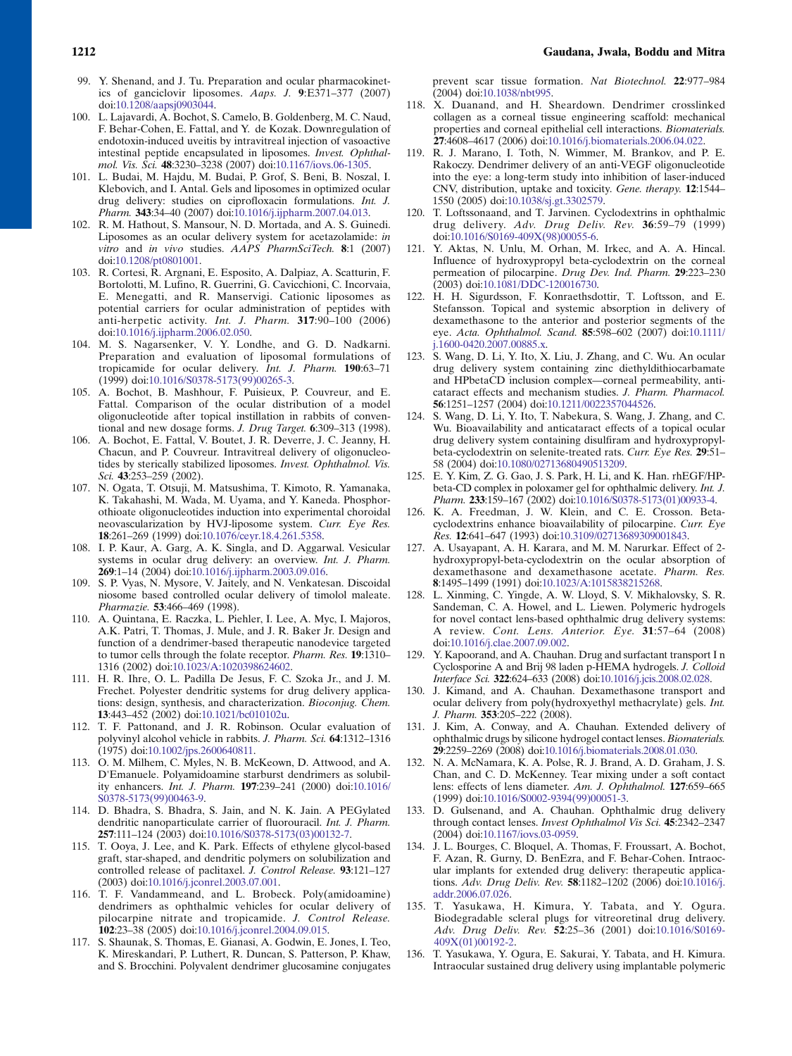99. Y. Shenand, and J. Tu. Preparation and ocular pharmacokinetics of ganciclovir liposomes. *Aaps. J.* **9**:E371–377 (2007) doi:10.1208/aapsj0903044.
100. L. Lajavardi, A. Bochot, S. Camelo, B. Goldenberg, M. C. Naud, F. Behar-Cohen, E. Fattal, and Y. de Kozak. Downregulation of endotoxin-induced uveitis by intravitreal injection of vasoactive intestinal peptide encapsulated in liposomes. *Invest. Ophthalmol. Vis. Sci.* **48**:3230–3238 (2007) doi:10.1167/iovs.06-1305.
101. L. Budai, M. Hajdu, M. Budai, P. Grof, S. Beni, B. Noszal, I. Klebovich, and I. Antal. Gels and liposomes in optimized ocular drug delivery: studies on ciprofloxacin formulations. *Int. J. Pharm.* **343**:34–40 (2007) doi:10.1016/j.ijpharm.2007.04.013.
102. R. M. Hathout, S. Mansour, N. D. Mortada, and A. S. Guinedi. Liposomes as an ocular delivery system for acetazolamide: *in vitro* and *in vivo* studies. *AAPS PharmSciTech.* **8**:1 (2007) doi:10.1208/pt0801001.
103. R. Cortesi, R. Argnani, E. Esposito, A. Dalpiaz, A. Scatturin, F. Bortolotti, M. Lufino, R. Guerrini, G. Cavicchioni, C. Incorvaia, E. Menegatti, and R. Manservigi. Cationic liposomes as potential carriers for ocular administration of peptides with anti-herpetic activity. *Int. J. Pharm.* **317**:90–100 (2006) doi:10.1016/j.ijpharm.2006.02.050.
104. M. S. Nagarsenker, V. Y. Londhe, and G. D. Nadkarni. Preparation and evaluation of liposomal formulations of tropicamide for ocular delivery. *Int. J. Pharm.* **190**:63–71 (1999) doi:10.1016/S0378-5173(99)00265-3.
105. A. Bochot, B. Mashhour, F. Puisieux, P. Couvreur, and E. Fattal. Comparison of the ocular distribution of a model oligonucleotide after topical instillation in rabbits of conventional and new dosage forms. *J. Drug Target.* **6**:309–313 (1998).
106. A. Bochot, E. Fattal, V. Boutet, J. R. Deverre, J. C. Jeanny, H. Chacun, and P. Couvreur. Intravitreal delivery of oligonucleotides by sterically stabilized liposomes. *Invest. Ophthalmol. Vis. Sci.* **43**:253–259 (2002).
107. N. Ogata, T. Otsuji, M. Matsushima, T. Kimoto, R. Yamanaka, K. Takahashi, M. Wada, M. Uyama, and Y. Kaneda. Phosphorothioate oligonucleotides induction into experimental choroidal neovascularization by HVJ-liposome system. *Curr. Eye Res.* **18**:261–269 (1999) doi:10.1076/ceyr.18.4.261.5358.
108. I. P. Kaur, A. Garg, A. K. Singla, and D. Aggarwal. Vesicular systems in ocular drug delivery: an overview. *Int. J. Pharm.* **269**:1–14 (2004) doi:10.1016/j.ijpharm.2003.09.016.
109. S. P. Vyas, N. Mysore, V. Jaitely, and N. Venkatesan. Discoidal niosome based controlled ocular delivery of timolol maleate. *Pharmazie.* **53**:466–469 (1998).
110. A. Quintana, E. Raczka, L. Piehler, I. Lee, A. Myc, I. Majoros, A.K. Patri, T. Thomas, J. Mule, and J. R. Baker Jr. Design and function of a dendrimer-based therapeutic nanodevice targeted to tumor cells through the folate receptor. *Pharm. Res.* **19**:1310–1316 (2002) doi:10.1023/A:1020398624602.
111. H. R. Ihre, O. L. Padilla De Jesus, F. C. Szoka Jr., and J. M. Frechet. Polyester dendritic systems for drug delivery applications: design, synthesis, and characterization. *Bioconjug. Chem.* **13**:443–452 (2002) doi:10.1021/bc010102u.
112. T. F. Pattonand, and J. R. Robinson. Ocular evaluation of polyvinyl alcohol vehicle in rabbits. *J. Pharm. Sci.* **64**:1312–1316 (1975) doi:10.1002/jps.2600640811.
113. O. M. Milhem, C. Myles, N. B. McKeown, D. Attwood, and A. D'Emanuele. Polyamidoamine starburst dendrimers as solubility enhancers. *Int. J. Pharm.* **197**:239–241 (2000) doi:10.1016/S0378-5173(99)00463-9.
114. D. Bhadra, S. Bhadra, S. Jain, and N. K. Jain. A PEGylated dendritic nanoparticulate carrier of fluorouracil. *Int. J. Pharm.* **257**:111–124 (2003) doi:10.1016/S0378-5173(03)00132-7.
115. T. Ooya, J. Lee, and K. Park. Effects of ethylene glycol-based graft, star-shaped, and dendritic polymers on solubilization and controlled release of paclitaxel. *J. Control Release.* **93**:121–127 (2003) doi:10.1016/j.jconrel.2003.07.001.
116. T. F. Vandammeand, and L. Brobeck. Poly(amidoamine) dendrimers as ophthalmic vehicles for ocular delivery of pilocarpine nitrate and tropicamide. *J. Control Release.* **102**:23–38 (2005) doi:10.1016/j.jconrel.2004.09.015.
117. S. Shaunak, S. Thomas, E. Gianasi, A. Godwin, E. Jones, I. Teo, K. Mireskandari, P. Luthert, R. Duncan, S. Patterson, P. Khaw, and S. Brocchini. Polyvalent dendrimer glucosamine conjugates prevent scar tissue formation. *Nat Biotechnol.* **22**:977–984 (2004) doi:10.1038/nbt995.
118. X. Duanand, and H. Sheardown. Dendrimer crosslinked collagen as a corneal tissue engineering scaffold: mechanical properties and corneal epithelial cell interactions. *Biomaterials.* **27**:4608–4617 (2006) doi:10.1016/j.biomaterials.2006.04.022.
119. R. J. Marano, I. Toth, N. Wimmer, M. Brankov, and P. E. Rakoczy. Dendrimer delivery of an anti-VEGF oligonucleotide into the eye: a long-term study into inhibition of laser-induced CNV, distribution, uptake and toxicity. *Gene. therapy.* **12**:1544–1550 (2005) doi:10.1038/sj.gt.3302579.
120. T. Loftssonaand, and T. Jarvinen. Cyclodextrins in ophthalmic drug delivery. *Adv. Drug Deliv. Rev.* **36**:59–79 (1999) doi:10.1016/S0169-409X(98)00055-6.
121. Y. Aktas, N. Unlu, M. Orhan, M. Irkec, and A. A. Hincal. Influence of hydroxypropyl beta-cyclodextrin on the corneal permeation of pilocarpine. *Drug Dev. Ind. Pharm.* **29**:223–230 (2003) doi:10.1081/DDC-120016730.
122. H. H. Sigurdsson, F. Konraethsdottir, T. Loftsson, and E. Stefansson. Topical and systemic absorption in delivery of dexamethasone to the anterior and posterior segments of the eye. *Acta. Ophthalmol. Scand.* **85**:598–602 (2007) doi:10.1111/j.1600-0420.2007.00885.x.
123. S. Wang, D. Li, Y. Ito, X. Liu, J. Zhang, and C. Wu. An ocular drug delivery system containing zinc diethyldithiocarbamate and HPbetaCD inclusion complex—corneal permeability, anticataract effects and mechanism studies. *J. Pharm. Pharmacol.* **56**:1251–1257 (2004) doi:10.1211/0022357044526.
124. S. Wang, D. Li, Y. Ito, T. Nabekura, S. Wang, J. Zhang, and C. Wu. Bioavailability and anticataract effects of a topical ocular drug delivery system containing disulfiram and hydroxypropyl-beta-cyclodextrin on selenite-treated rats. *Curr. Eye Res.* **29**:51–58 (2004) doi:10.1080/02713680490513209.
125. E. Y. Kim, Z. G. Gao, J. S. Park, H. Li, and K. Han. rhEGF/HP-beta-CD complex in poloxamer gel for ophthalmic delivery. *Int. J. Pharm.* **233**:159–167 (2002) doi:10.1016/S0378-5173(01)00933-4.
126. K. A. Freedman, J. W. Klein, and C. E. Crosson. Beta-cyclodextrins enhance bioavailability of pilocarpine. *Curr. Eye Res.* **12**:641–647 (1993) doi:10.3109/02713689309001843.
127. A. Usayapant, A. H. Karara, and M. M. Narurkar. Effect of 2-hydroxypropyl-beta-cyclodextrin on the ocular absorption of dexamethasone and dexamethasone acetate. *Pharm. Res.* **8**:1495–1499 (1991) doi:10.1023/A:1015838215268.
128. L. Xinming, C. Yingde, A. W. Lloyd, S. V. Mikhalovsky, S. R. Sandeman, C. A. Howel, and L. Liewen. Polymeric hydrogels for novel contact lens-based ophthalmic drug delivery systems: A review. *Cont. Lens. Anterior. Eye.* **31**:57–64 (2008) doi:10.1016/j.clae.2007.09.002.
129. Y. Kapoorand, and A. Chauhan. Drug and surfactant transport I n Cyclosporine A and Brij 98 laden p-HEMA hydrogels. *J. Colloid Interface Sci.* **322**:624–633 (2008) doi:10.1016/j.jcis.2008.02.028.
130. J. Kimand, and A. Chauhan. Dexamethasone transport and ocular delivery from poly(hydroxyethyl methacrylate) gels. *Int. J. Pharm.* **353**:205–222 (2008).
131. J. Kim, A. Conway, and A. Chauhan. Extended delivery of ophthalmic drugs by silicone hydrogel contact lenses. *Biomaterials.* **29**:2259–2269 (2008) doi:10.1016/j.biomaterials.2008.01.030.
132. N. A. McNamara, K. A. Polse, R. J. Brand, A. D. Graham, J. S. Chan, and C. D. McKenney. Tear mixing under a soft contact lens: effects of lens diameter. *Am. J. Ophthalmol.* **127**:659–665 (1999) doi:10.1016/S0002-9394(99)00051-3.
133. D. Gulsenand, and A. Chauhan. Ophthalmic drug delivery through contact lenses. *Invest Ophthalmol Vis Sci.* **45**:2342–2347 (2004) doi:10.1167/iovs.03-0959.
134. J. L. Bourges, C. Bloquel, A. Thomas, F. Froussart, A. Bochot, F. Azan, R. Gurny, D. BenEzra, and F. Behar-Cohen. Intraocular implants for extended drug delivery: therapeutic applications. *Adv. Drug Deliv. Rev.* **58**:1182–1202 (2006) doi:10.1016/j.addr.2006.07.026.
135. T. Yasukawa, H. Kimura, Y. Tabata, and Y. Ogura. Biodegradable scleral plugs for vitreoretinal drug delivery. *Adv. Drug Deliv. Rev.* **52**:25–36 (2001) doi:10.1016/S0169-409X(01)00192-2.
136. T. Yasukawa, Y. Ogura, E. Sakurai, Y. Tabata, and H. Kimura. Intraocular sustained drug delivery using implantable polymeric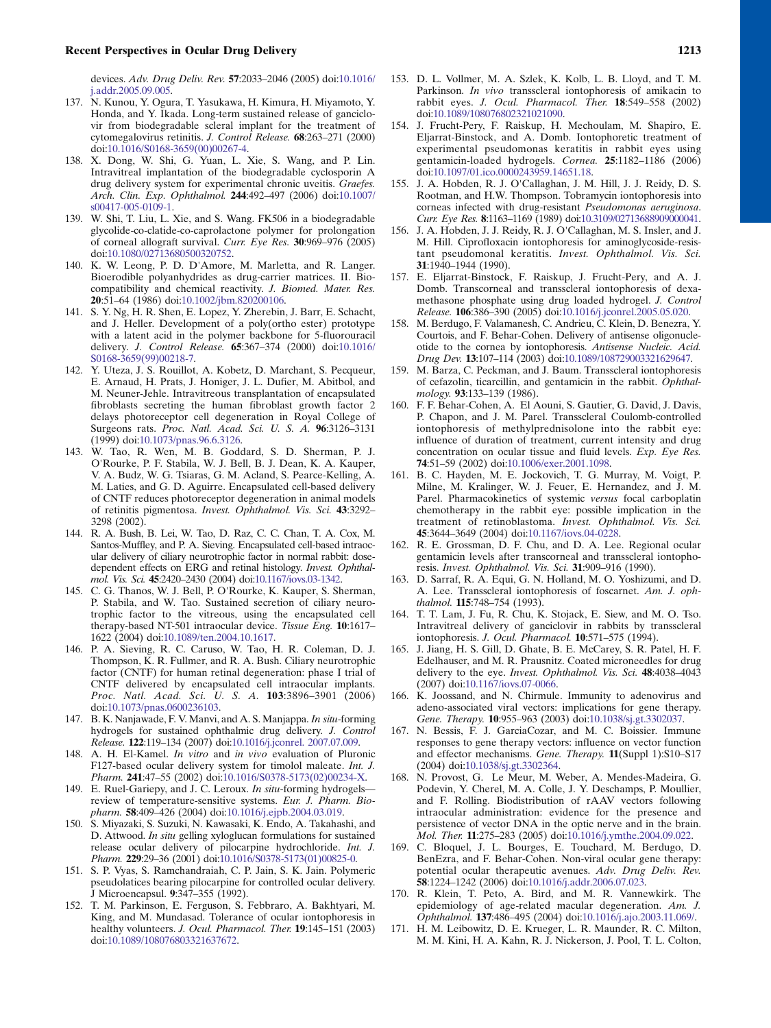devices. *Adv. Drug Deliv. Rev.* **57**:2033–2046 (2005) doi:10.1016/j.addr.2005.09.005.

137. N. Kunou, Y. Ogura, T. Yasukawa, H. Kimura, H. Miyamoto, Y. Honda, and Y. Ikada. Long-term sustained release of ganciclovir from biodegradable scleral implant for the treatment of cytomegalovirus retinitis. *J. Control Release.* **68**:263–271 (2000) doi:10.1016/S0168-3659(00)00267-4.
138. X. Dong, W. Shi, G. Yuan, L. Xie, S. Wang, and P. Lin. Intravitreal implantation of the biodegradable cyclosporin A drug delivery system for experimental chronic uveitis. *Graefes. Arch. Clin. Exp. Ophthalmol.* **244**:492–497 (2006) doi:10.1007/s00417-005-0109-1.
139. W. Shi, T. Liu, L. Xie, and S. Wang. FK506 in a biodegradable glycolide-co-clatide-co-caprolactone polymer for prolongation of corneal allograft survival. *Curr. Eye Res.* **30**:969–976 (2005) doi:10.1080/02713680500320752.
140. K. W. Leong, P. D. D'Amore, M. Marletta, and R. Langer. Bioerodible polyanhydrides as drug-carrier matrices. II. Biocompatibility and chemical reactivity. *J. Biomed. Mater. Res.* **20**:51–64 (1986) doi:10.1002/jbm.820200106.
141. S. Y. Ng, H. R. Shen, E. Lopez, Y. Zherebin, J. Barr, E. Schacht, and J. Heller. Development of a poly(ortho ester) prototype with a latent acid in the polymer backbone for 5-fluorouracil delivery. *J. Control Release.* **65**:367–374 (2000) doi:10.1016/S0168-3659(99)00218-7.
142. Y. Uteza, J. S. Rouillot, A. Kobetz, D. Marchant, S. Pecqueur, E. Arnaud, H. Prats, J. Honiger, J. L. Dufier, M. Abitbol, and M. Neuner-Jehle. Intravitreous transplantation of encapsulated fibroblasts secreting the human fibroblast growth factor 2 delays photoreceptor cell degeneration in Royal College of Surgeons rats. *Proc. Natl. Acad. Sci. U. S. A.* **96**:3126–3131 (1999) doi:10.1073/pnas.96.6.3126.
143. W. Tao, R. Wen, M. B. Goddard, S. D. Sherman, P. J. O'Rourke, P. F. Stabila, W. J. Bell, B. J. Dean, K. A. Kauper, V. A. Budz, W. G. Tsiaras, G. M. Acland, S. Pearce-Kelling, A. M. Laties, and G. D. Aguirre. Encapsulated cell-based delivery of CNTF reduces photoreceptor degeneration in animal models of retinitis pigmentosa. *Invest. Ophthalmol. Vis. Sci.* **43**:3292–3298 (2002).
144. R. A. Bush, B. Lei, W. Tao, D. Raz, C. C. Chan, T. A. Cox, M. Santos-Muffley, and P. A. Sieving. Encapsulated cell-based intraocular delivery of ciliary neurotrophic factor in normal rabbit: dose-dependent effects on ERG and retinal histology. *Invest. Ophthalmol. Vis. Sci.* **45**:2420–2430 (2004) doi:10.1167/iovs.03-1342.
145. C. G. Thanos, W. J. Bell, P. O'Rourke, K. Kauper, S. Sherman, P. Stabila, and W. Tao. Sustained secretion of ciliary neurotrophic factor to the vitreous, using the encapsulated cell therapy-based NT-501 intraocular device. *Tissue Eng.* **10**:1617–1622 (2004) doi:10.1089/ten.2004.10.1617.
146. P. A. Sieving, R. C. Caruso, W. Tao, H. R. Coleman, D. J. Thompson, K. R. Fullmer, and R. A. Bush. Ciliary neurotrophic factor (CNTF) for human retinal degeneration: phase I trial of CNTF delivered by encapsulated cell intraocular implants. *Proc. Natl. Acad. Sci. U. S. A.* **103**:3896–3901 (2006) doi:10.1073/pnas.0600236103.
147. B. K. Nanjawade, F. V. Manvi, and A. S. Manjappa. *In situ*-forming hydrogels for sustained ophthalmic drug delivery. *J. Control Release.* **122**:119–134 (2007) doi:10.1016/j.jconrel. 2007.07.009.
148. A. H. El-Kamel. *In vitro* and *in vivo* evaluation of Pluronic F127-based ocular delivery system for timolol maleate. *Int. J. Pharm.* **241**:47–55 (2002) doi:10.1016/S0378-5173(02)00234-X.
149. E. Ruel-Gariepy, and J. C. Leroux. *In situ*-forming hydrogels—review of temperature-sensitive systems. *Eur. J. Pharm. Biopharm.* **58**:409–426 (2004) doi:10.1016/j.ejpb.2004.03.019.
150. S. Miyazaki, S. Suzuki, N. Kawasaki, K. Endo, A. Takahashi, and D. Attwood. *In situ* gelling xyloglucan formulations for sustained release ocular delivery of pilocarpine hydrochloride. *Int. J. Pharm.* **229**:29–36 (2001) doi:10.1016/S0378-5173(01)00825-0.
151. S. P. Vyas, S. Ramchandraiah, C. P. Jain, S. K. Jain. Polymeric pseudolatices bearing pilocarpine for controlled ocular delivery. J Microencapsul. **9**:347–355 (1992).
152. T. M. Parkinson, E. Ferguson, S. Febbraro, A. Bakhtyari, M. King, and M. Mundasad. Tolerance of ocular iontophoresis in healthy volunteers. *J. Ocul. Pharmacol. Ther.* **19**:145–151 (2003) doi:10.1089/108076803321637672.
153. D. L. Vollmer, M. A. Szlek, K. Kolb, L. B. Lloyd, and T. M. Parkinson. *In vivo* transscleral iontophoresis of amikacin to rabbit eyes. *J. Ocul. Pharmacol. Ther.* **18**:549–558 (2002) doi:10.1089/108076802321021090.
154. J. Frucht-Pery, F. Raiskup, H. Mechoulam, M. Shapiro, E. Eljarrat-Binstock, and A. Domb. Iontophoretic treatment of experimental pseudomonas keratitis in rabbit eyes using gentamicin-loaded hydrogels. *Cornea.* **25**:1182–1186 (2006) doi:10.1097/01.ico.0000243959.14651.18.
155. J. A. Hobden, R. J. O'Callaghan, J. M. Hill, J. J. Reidy, D. S. Rootman, and H.W. Thompson. Tobramycin iontophoresis into corneas infected with drug-resistant *Pseudomonas aeruginosa*. *Curr. Eye Res.* **8**:1163–1169 (1989) doi:10.3109/02713688909000041.
156. J. A. Hobden, J. J. Reidy, R. J. O'Callaghan, M. S. Insler, and J. M. Hill. Ciprofloxacin iontophoresis for aminoglycoside-resistant pseudomonal keratitis. *Invest. Ophthalmol. Vis. Sci.* **31**:1940–1944 (1990).
157. E. Eljarrat-Binstock, F. Raiskup, J. Frucht-Pery, and A. J. Domb. Transcorneal and transscleral iontophoresis of dexamethasone phosphate using drug loaded hydrogel. *J. Control Release.* **106**:386–390 (2005) doi:10.1016/j.jconrel.2005.05.020.
158. M. Berdugo, F. Valamanesh, C. Andrieu, C. Klein, D. Benezra, Y. Courtois, and F. Behar-Cohen. Delivery of antisense oligonucleotide to the cornea by iontophoresis. *Antisense Nucleic. Acid. Drug Dev.* **13**:107–114 (2003) doi:10.1089/108729003321629647.
159. M. Barza, C. Peckman, and J. Baum. Transscleral iontophoresis of cefazolin, ticarcillin, and gentamicin in the rabbit. *Ophthalmology.* **93**:133–139 (1986).
160. F. F. Behar-Cohen, A. El Aouni, S. Gautier, G. David, J. Davis, P. Chapon, and J. M. Parel. Transscleral Coulomb-controlled iontophoresis of methylprednisolone into the rabbit eye: influence of duration of treatment, current intensity and drug concentration on ocular tissue and fluid levels. *Exp. Eye Res.* **74**:51–59 (2002) doi:10.1006/exer.2001.1098.
161. B. C. Hayden, M. E. Jockovich, T. G. Murray, M. Voigt, P. Milne, M. Kralinger, W. J. Feuer, E. Hernandez, and J. M. Parel. Pharmacokinetics of systemic *versus* focal carboplatin chemotherapy in the rabbit eye: possible implication in the treatment of retinoblastoma. *Invest. Ophthalmol. Vis. Sci.* **45**:3644–3649 (2004) doi:10.1167/iovs.04-0228.
162. R. E. Grossman, D. F. Chu, and D. A. Lee. Regional ocular gentamicin levels after transcorneal and transscleral iontophoresis. *Invest. Ophthalmol. Vis. Sci.* **31**:909–916 (1990).
163. D. Sarraf, R. A. Equi, G. N. Holland, M. O. Yoshizumi, and D. A. Lee. Transscleral iontophoresis of foscarnet. *Am. J. ophthalmol.* **115**:748–754 (1993).
164. T. T. Lam, J. Fu, R. Chu, K. Stojack, E. Siew, and M. O. Tso. Intravitreal delivery of ganciclovir in rabbits by transscleral iontophoresis. *J. Ocul. Pharmacol.* **10**:571–575 (1994).
165. J. Jiang, H. S. Gill, D. Ghate, B. E. McCarey, S. R. Patel, H. F. Edelhauser, and M. R. Prausnitz. Coated microneedles for drug delivery to the eye. *Invest. Ophthalmol. Vis. Sci.* **48**:4038–4043 (2007) doi:10.1167/iovs.07-0066.
166. K. Joossand, and N. Chirmule. Immunity to adenovirus and adeno-associated viral vectors: implications for gene therapy. *Gene. Therapy.* **10**:955–963 (2003) doi:10.1038/sj.gt.3302037.
167. N. Bessis, F. J. GarciaCozar, and M. C. Boissier. Immune responses to gene therapy vectors: influence on vector function and effector mechanisms. *Gene. Therapy.* **11**(Suppl 1):S10–S17 (2004) doi:10.1038/sj.gt.3302364.
168. N. Provost, G. Le Meur, M. Weber, A. Mendes-Madeira, G. Podevin, Y. Cherel, M. A. Colle, J. Y. Deschamps, P. Moullier, and F. Rolling. Biodistribution of rAAV vectors following intraocular administration: evidence for the presence and persistence of vector DNA in the optic nerve and in the brain. *Mol. Ther.* **11**:275–283 (2005) doi:10.1016/j.ymthe.2004.09.022.
169. C. Bloquel, J. L. Bourges, E. Touchard, M. Berdugo, D. BenEzra, and F. Behar-Cohen. Non-viral ocular gene therapy: potential ocular therapeutic avenues. *Adv. Drug Deliv. Rev.* **58**:1224–1242 (2006) doi:10.1016/j.addr.2006.07.023.
170. R. Klein, T. Peto, A. Bird, and M. R. Vannewkirk. The epidemiology of age-related macular degeneration. *Am. J. Ophthalmol.* **137**:486–495 (2004) doi:10.1016/j.ajo.2003.11.069/.
171. H. M. Leibowitz, D. E. Krueger, L. R. Maunder, R. C. Milton, M. M. Kini, H. A. Kahn, R. J. Nickerson, J. Pool, T. L. Colton,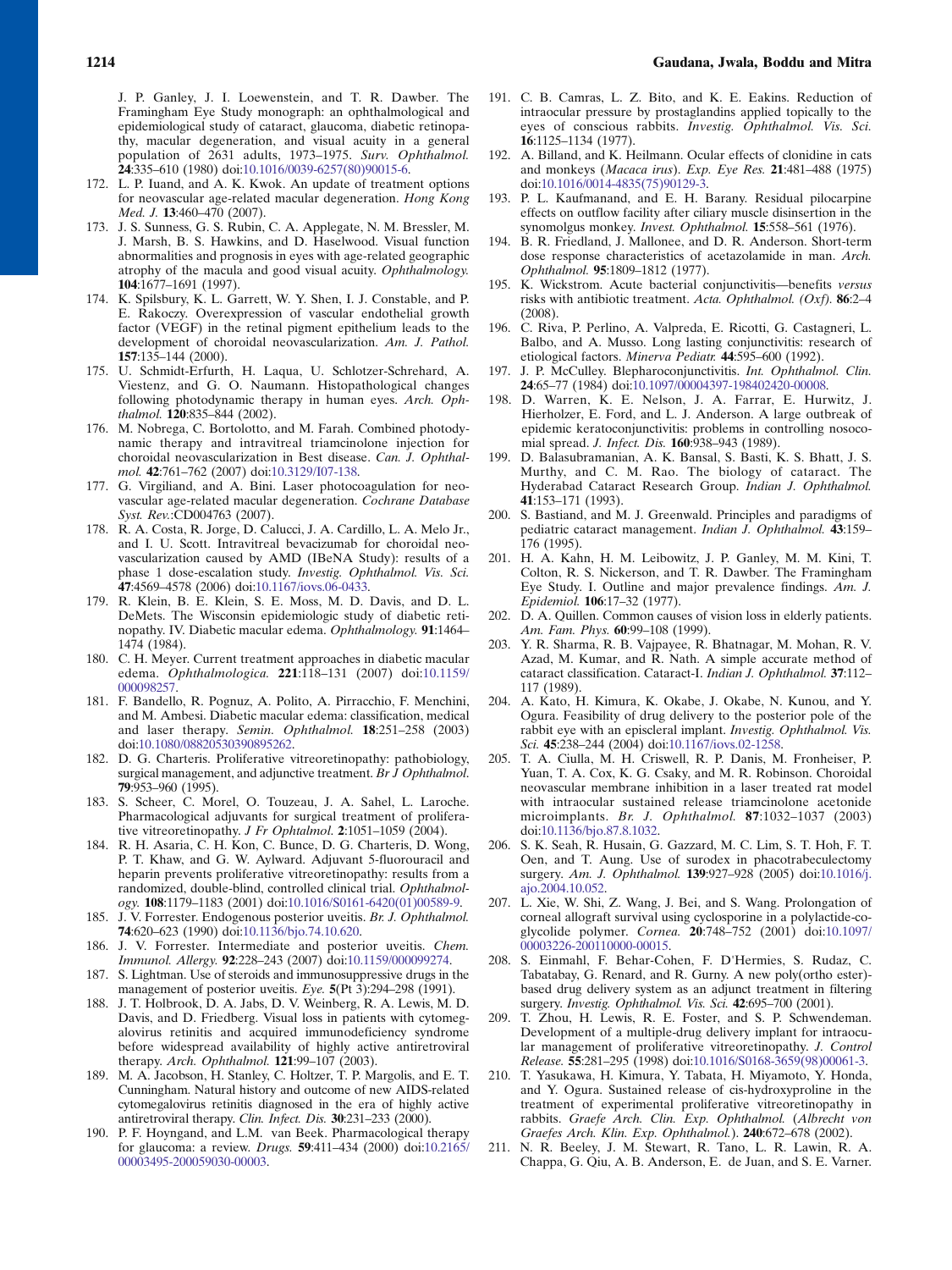J. P. Ganley, J. I. Loewenstein, and T. R. Dawber. The Framingham Eye Study monograph: an ophthalmological and epidemiological study of cataract, glaucoma, diabetic retinopathy, macular degeneration, and visual acuity in a general population of 2631 adults, 1973–1975. *Surv. Ophthalmol.* **24**:335–610 (1980) doi:10.1016/0039-6257(80)90015-6.

172. L. P. Iuand, and A. K. Kwok. An update of treatment options for neovascular age-related macular degeneration. *Hong Kong Med. J.* **13**:460–470 (2007).

173. J. S. Sunness, G. S. Rubin, C. A. Applegate, N. M. Bressler, M. J. Marsh, B. S. Hawkins, and D. Haselwood. Visual function abnormalities and prognosis in eyes with age-related geographic atrophy of the macula and good visual acuity. *Ophthalmology.* **104**:1677–1691 (1997).

174. K. Spilsbury, K. L. Garrett, W. Y. Shen, I. J. Constable, and P. E. Rakoczy. Overexpression of vascular endothelial growth factor (VEGF) in the retinal pigment epithelium leads to the development of choroidal neovascularization. *Am. J. Pathol.* **157**:135–144 (2000).

175. U. Schmidt-Erfurth, H. Laqua, U. Schlotzer-Schrehard, A. Viestenz, and G. O. Naumann. Histopathological changes following photodynamic therapy in human eyes. *Arch. Ophthalmol.* **120**:835–844 (2002).

176. M. Nobrega, C. Bortolotto, and M. Farah. Combined photodynamic therapy and intravitreal triamcinolone injection for choroidal neovascularization in Best disease. *Can. J. Ophthalmol.* **42**:761–762 (2007) doi:10.3129/I07-138.

177. G. Virgiliand, and A. Bini. Laser photocoagulation for neovascular age-related macular degeneration. *Cochrane Database Syst. Rev.*:CD004763 (2007).

178. R. A. Costa, R. Jorge, D. Calucci, J. A. Cardillo, L. A. Melo Jr., and I. U. Scott. Intravitreal bevacizumab for choroidal neovascularization caused by AMD (IBeNA Study): results of a phase 1 dose-escalation study. *Investig. Ophthalmol. Vis. Sci.* **47**:4569–4578 (2006) doi:10.1167/iovs.06-0433.

179. R. Klein, B. E. Klein, S. E. Moss, M. D. Davis, and D. L. DeMets. The Wisconsin epidemiologic study of diabetic retinopathy. IV. Diabetic macular edema. *Ophthalmology.* **91**:1464–1474 (1984).

180. C. H. Meyer. Current treatment approaches in diabetic macular edema. *Ophthalmologica.* **221**:118–131 (2007) doi:10.1159/000098257.

181. F. Bandello, R. Pognuz, A. Polito, A. Pirracchio, F. Menchini, and M. Ambesi. Diabetic macular edema: classification, medical and laser therapy. *Semin. Ophthalmol.* **18**:251–258 (2003) doi:10.1080/08820530390895262.

182. D. G. Charteris. Proliferative vitreoretinopathy: pathobiology, surgical management, and adjunctive treatment. *Br J Ophthalmol.* **79**:953–960 (1995).

183. S. Scheer, C. Morel, O. Touzeau, J. A. Sahel, L. Laroche. Pharmacological adjuvants for surgical treatment of proliferative vitreoretinopathy. *J Fr Ophtalmol.* **2**:1051–1059 (2004).

184. R. H. Asaria, C. H. Kon, C. Bunce, D. G. Charteris, D. Wong, P. T. Khaw, and G. W. Aylward. Adjuvant 5-fluorouracil and heparin prevents proliferative vitreoretinopathy: results from a randomized, double-blind, controlled clinical trial. *Ophthalmology.* **108**:1179–1183 (2001) doi:10.1016/S0161-6420(01)00589-9.

185. J. V. Forrester. Endogenous posterior uveitis. *Br. J. Ophthalmol.* **74**:620–623 (1990) doi:10.1136/bjo.74.10.620.

186. J. V. Forrester. Intermediate and posterior uveitis. *Chem. Immunol. Allergy.* **92**:228–243 (2007) doi:10.1159/000099274.

187. S. Lightman. Use of steroids and immunosuppressive drugs in the management of posterior uveitis. *Eye.* **5**(Pt 3):294–298 (1991).

188. J. T. Holbrook, D. A. Jabs, D. V. Weinberg, R. A. Lewis, M. D. Davis, and D. Friedberg. Visual loss in patients with cytomegalovirus retinitis and acquired immunodeficiency syndrome before widespread availability of highly active antiretroviral therapy. *Arch. Ophthalmol.* **121**:99–107 (2003).

189. M. A. Jacobson, H. Stanley, C. Holtzer, T. P. Margolis, and E. T. Cunningham. Natural history and outcome of new AIDS-related cytomegalovirus retinitis diagnosed in the era of highly active antiretroviral therapy. *Clin. Infect. Dis.* **30**:231–233 (2000).

190. P. F. Hoyngand, and L.M. van Beek. Pharmacological therapy for glaucoma: a review. *Drugs.* **59**:411–434 (2000) doi:10.2165/00003495-200059030-00003.

191. C. B. Camras, L. Z. Bito, and K. E. Eakins. Reduction of intraocular pressure by prostaglandins applied topically to the eyes of conscious rabbits. *Investig. Ophthalmol. Vis. Sci.* **16**:1125–1134 (1977).

192. A. Billand, and K. Heilmann. Ocular effects of clonidine in cats and monkeys (*Macaca irus*). *Exp. Eye Res.* **21**:481–488 (1975) doi:10.1016/0014-4835(75)90129-3.

193. P. L. Kaufmanand, and E. H. Barany. Residual pilocarpine effects on outflow facility after ciliary muscle disinsertion in the synomolgus monkey. *Invest. Ophthalmol.* **15**:558–561 (1976).

194. B. R. Friedland, J. Mallonee, and D. R. Anderson. Short-term dose response characteristics of acetazolamide in man. *Arch. Ophthalmol.* **95**:1809–1812 (1977).

195. K. Wickstrom. Acute bacterial conjunctivitis—benefits *versus* risks with antibiotic treatment. *Acta. Ophthalmol. (Oxf).* **86**:2–4 (2008).

196. C. Riva, P. Perlino, A. Valpreda, E. Ricotti, G. Castagneri, L. Balbo, and A. Musso. Long lasting conjunctivitis: research of etiological factors. *Minerva Pediatr.* **44**:595–600 (1992).

197. J. P. McCulley. Blepharoconjunctivitis. *Int. Ophthalmol. Clin.* **24**:65–77 (1984) doi:10.1097/00004397-198402420-00008.

198. D. Warren, K. E. Nelson, J. A. Farrar, E. Hurwitz, J. Hierholzer, E. Ford, and L. J. Anderson. A large outbreak of epidemic keratoconjunctivitis: problems in controlling nosocomial spread. *J. Infect. Dis.* **160**:938–943 (1989).

199. D. Balasubramanian, A. K. Bansal, S. Basti, K. S. Bhatt, J. S. Murthy, and C. M. Rao. The biology of cataract. The Hyderabad Cataract Research Group. *Indian J. Ophthalmol.* **41**:153–171 (1993).

200. S. Bastiand, and M. J. Greenwald. Principles and paradigms of pediatric cataract management. *Indian J. Ophthalmol.* **43**:159–176 (1995).

201. H. A. Kahn, H. M. Leibowitz, J. P. Ganley, M. M. Kini, T. Colton, R. S. Nickerson, and T. R. Dawber. The Framingham Eye Study. I. Outline and major prevalence findings. *Am. J. Epidemiol.* **106**:17–32 (1977).

202. D. A. Quillen. Common causes of vision loss in elderly patients. *Am. Fam. Phys.* **60**:99–108 (1999).

203. Y. R. Sharma, R. B. Vajpayee, R. Bhatnagar, M. Mohan, R. V. Azad, M. Kumar, and R. Nath. A simple accurate method of cataract classification. Cataract-I. *Indian J. Ophthalmol.* **37**:112–117 (1989).

204. A. Kato, H. Kimura, K. Okabe, J. Okabe, N. Kunou, and Y. Ogura. Feasibility of drug delivery to the posterior pole of the rabbit eye with an episcleral implant. *Investig. Ophthalmol. Vis. Sci.* **45**:238–244 (2004) doi:10.1167/iovs.02-1258.

205. T. A. Ciulla, M. H. Criswell, R. P. Danis, M. Fronheiser, P. Yuan, T. A. Cox, K. G. Csaky, and M. R. Robinson. Choroidal neovascular membrane inhibition in a laser treated rat model with intraocular sustained release triamcinolone acetonide microimplants. *Br. J. Ophthalmol.* **87**:1032–1037 (2003) doi:10.1136/bjo.87.8.1032.

206. S. K. Seah, R. Husain, G. Gazzard, M. C. Lim, S. T. Hoh, F. T. Oen, and T. Aung. Use of surodex in phacotrabeculectomy surgery. *Am. J. Ophthalmol.* **139**:927–928 (2005) doi:10.1016/j.ajo.2004.10.052.

207. L. Xie, W. Shi, Z. Wang, J. Bei, and S. Wang. Prolongation of corneal allograft survival using cyclosporine in a polylactide-co-glycolide polymer. *Cornea.* **20**:748–752 (2001) doi:10.1097/00003226-200110000-00015.

208. S. Einmahl, F. Behar-Cohen, F. D'Hermies, S. Rudaz, C. Tabatabay, G. Renard, and R. Gurny. A new poly(ortho ester)-based drug delivery system as an adjunct treatment in filtering surgery. *Investig. Ophthalmol. Vis. Sci.* **42**:695–700 (2001).

209. T. Zhou, H. Lewis, R. E. Foster, and S. P. Schwendeman. Development of a multiple-drug delivery implant for intraocular management of proliferative vitreoretinopathy. *J. Control Release.* **55**:281–295 (1998) doi:10.1016/S0168-3659(98)00061-3.

210. T. Yasukawa, H. Kimura, Y. Tabata, H. Miyamoto, Y. Honda, and Y. Ogura. Sustained release of cis-hydroxyproline in the treatment of experimental proliferative vitreoretinopathy in rabbits. *Graefe Arch. Clin. Exp. Ophthalmol.* (*Albrecht von Graefes Arch. Klin. Exp. Ophthalmol.*). **240**:672–678 (2002).

211. N. R. Beeley, J. M. Stewart, R. Tano, L. R. Lawin, R. A. Chappa, G. Qiu, A. B. Anderson, E. de Juan, and S. E. Varner.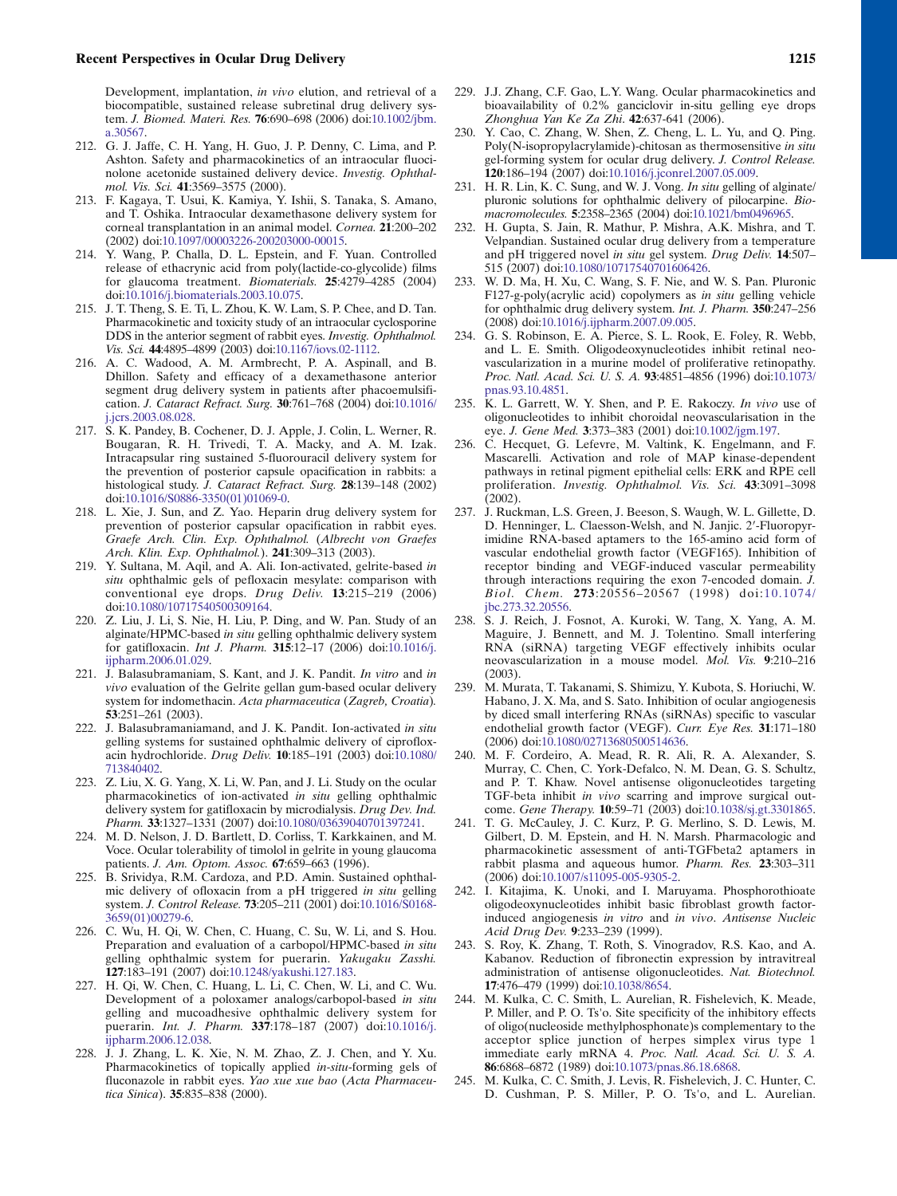Development, implantation, *in vivo* elution, and retrieval of a biocompatible, sustained release subretinal drug delivery system. *J. Biomed. Materi. Res.* **76**:690–698 (2006) doi:10.1002/jbm.a.30567.

212. G. J. Jaffe, C. H. Yang, H. Guo, J. P. Denny, C. Lima, and P. Ashton. Safety and pharmacokinetics of an intraocular fluocinolone acetonide sustained delivery device. *Investig. Ophthalmol. Vis. Sci.* **41**:3569–3575 (2000).
213. F. Kagaya, T. Usui, K. Kamiya, Y. Ishii, S. Tanaka, S. Amano, and T. Oshika. Intraocular dexamethasone delivery system for corneal transplantation in an animal model. *Cornea.* **21**:200–202 (2002) doi:10.1097/00003226-200203000-00015.
214. Y. Wang, P. Challa, D. L. Epstein, and F. Yuan. Controlled release of ethacrynic acid from poly(lactide-co-glycolide) films for glaucoma treatment. *Biomaterials.* **25**:4279–4285 (2004) doi:10.1016/j.biomaterials.2003.10.075.
215. J. T. Theng, S. E. Ti, L. Zhou, K. W. Lam, S. P. Chee, and D. Tan. Pharmacokinetic and toxicity study of an intraocular cyclosporine DDS in the anterior segment of rabbit eyes. *Investig. Ophthalmol. Vis. Sci.* **44**:4895–4899 (2003) doi:10.1167/iovs.02-1112.
216. A. C. Wadood, A. M. Armbrecht, P. A. Aspinall, and B. Dhillon. Safety and efficacy of a dexamethasone anterior segment drug delivery system in patients after phacoemulsification. *J. Cataract Refract. Surg.* **30**:761–768 (2004) doi:10.1016/j.jcrs.2003.08.028.
217. S. K. Pandey, B. Cochener, D. J. Apple, J. Colin, L. Werner, R. Bougaran, R. H. Trivedi, T. A. Macky, and A. M. Izak. Intracapsular ring sustained 5-fluorouracil delivery system for the prevention of posterior capsule opacification in rabbits: a histological study. *J. Cataract Refract. Surg.* **28**:139–148 (2002) doi:10.1016/S0886-3350(01)01069-0.
218. L. Xie, J. Sun, and Z. Yao. Heparin drug delivery system for prevention of posterior capsular opacification in rabbit eyes. *Graefe Arch. Clin. Exp. Ophthalmol.* (*Albrecht von Graefes Arch. Klin. Exp. Ophthalmol.*). **241**:309–313 (2003).
219. Y. Sultana, M. Aqil, and A. Ali. Ion-activated, gelrite-based *in situ* ophthalmic gels of pefloxacin mesylate: comparison with conventional eye drops. *Drug Deliv.* **13**:215–219 (2006) doi:10.1080/10717540500309164.
220. Z. Liu, J. Li, S. Nie, H. Liu, P. Ding, and W. Pan. Study of an alginate/HPMC-based *in situ* gelling ophthalmic delivery system for gatifloxacin. *Int J. Pharm.* **315**:12–17 (2006) doi:10.1016/j.ijpharm.2006.01.029.
221. J. Balasubramaniam, S. Kant, and J. K. Pandit. *In vitro* and *in vivo* evaluation of the Gelrite gellan gum-based ocular delivery system for indomethacin. *Acta pharmaceutica* (*Zagreb, Croatia*). **53**:251–261 (2003).
222. J. Balasubramaniamand, and J. K. Pandit. Ion-activated *in situ* gelling systems for sustained ophthalmic delivery of ciprofloxacin hydrochloride. *Drug Deliv.* **10**:185–191 (2003) doi:10.1080/713840402.
223. Z. Liu, X. G. Yang, X. Li, W. Pan, and J. Li. Study on the ocular pharmacokinetics of ion-activated *in situ* gelling ophthalmic delivery system for gatifloxacin by microdialysis. *Drug Dev. Ind. Pharm.* **33**:1327–1331 (2007) doi:10.1080/03639040701397241.
224. M. D. Nelson, J. D. Bartlett, D. Corliss, T. Karkkainen, and M. Voce. Ocular tolerability of timolol in gelrite in young glaucoma patients. *J. Am. Optom. Assoc.* **67**:659–663 (1996).
225. B. Srividya, R.M. Cardoza, and P.D. Amin. Sustained ophthalmic delivery of ofloxacin from a pH triggered *in situ* gelling system. *J. Control Release.* **73**:205–211 (2001) doi:10.1016/S0168-3659(01)00279-6.
226. C. Wu, H. Qi, W. Chen, C. Huang, C. Su, W. Li, and S. Hou. Preparation and evaluation of a carbopol/HPMC-based *in situ* gelling ophthalmic system for puerarin. *Yakugaku Zasshi.* **127**:183–191 (2007) doi:10.1248/yakushi.127.183.
227. H. Qi, W. Chen, C. Huang, L. Li, C. Chen, W. Li, and C. Wu. Development of a poloxamer analogs/carbopol-based *in situ* gelling and mucoadhesive ophthalmic delivery system for puerarin. *Int. J. Pharm.* **337**:178–187 (2007) doi:10.1016/j.ijpharm.2006.12.038.
228. J. J. Zhang, L. K. Xie, N. M. Zhao, Z. J. Chen, and Y. Xu. Pharmacokinetics of topically applied *in-situ*-forming gels of fluconazole in rabbit eyes. *Yao xue xue bao* (*Acta Pharmaceutica Sinica*). **35**:835–838 (2000).
229. J.J. Zhang, C.F. Gao, L.Y. Wang. Ocular pharmacokinetics and bioavailability of 0.2% ganciclovir in-situ gelling eye drops *Zhonghua Yan Ke Za Zhi*. **42**:637-641 (2006).
230. Y. Cao, C. Zhang, W. Shen, Z. Cheng, L. L. Yu, and Q. Ping. Poly(N-isopropylacrylamide)-chitosan as thermosensitive *in situ* gel-forming system for ocular drug delivery. *J. Control Release.* **120**:186–194 (2007) doi:10.1016/j.jconrel.2007.05.009.
231. H. R. Lin, K. C. Sung, and W. J. Vong. *In situ* gelling of alginate/pluronic solutions for ophthalmic delivery of pilocarpine. *Biomacromolecules.* **5**:2358–2365 (2004) doi:10.1021/bm0496965.
232. H. Gupta, S. Jain, R. Mathur, P. Mishra, A.K. Mishra, and T. Velpandian. Sustained ocular drug delivery from a temperature and pH triggered novel *in situ* gel system. *Drug Deliv.* **14**:507–515 (2007) doi:10.1080/10717540701606426.
233. W. D. Ma, H. Xu, C. Wang, S. F. Nie, and W. S. Pan. Pluronic F127-g-poly(acrylic acid) copolymers as *in situ* gelling vehicle for ophthalmic drug delivery system. *Int. J. Pharm.* **350**:247–256 (2008) doi:10.1016/j.ijpharm.2007.09.005.
234. G. S. Robinson, E. A. Pierce, S. L. Rook, E. Foley, R. Webb, and L. E. Smith. Oligodeoxynucleotides inhibit retinal neovascularization in a murine model of proliferative retinopathy. *Proc. Natl. Acad. Sci. U. S. A.* **93**:4851–4856 (1996) doi:10.1073/pnas.93.10.4851.
235. K. L. Garrett, W. Y. Shen, and P. E. Rakoczy. *In vivo* use of oligonucleotides to inhibit choroidal neovascularisation in the eye. *J. Gene Med.* **3**:373–383 (2001) doi:10.1002/jgm.197.
236. C. Hecquet, G. Lefevre, M. Valtink, K. Engelmann, and F. Mascarelli. Activation and role of MAP kinase-dependent pathways in retinal pigment epithelial cells: ERK and RPE cell proliferation. *Investig. Ophthalmol. Vis. Sci.* **43**:3091–3098 (2002).
237. J. Ruckman, L.S. Green, J. Beeson, S. Waugh, W. L. Gillette, D. D. Henninger, L. Claesson-Welsh, and N. Janjic. 2′-Fluoropyrimidine RNA-based aptamers to the 165-amino acid form of vascular endothelial growth factor (VEGF165). Inhibition of receptor binding and VEGF-induced vascular permeability through interactions requiring the exon 7-encoded domain. *J. Biol. Chem.* **273**:20556–20567 (1998) doi:10.1074/jbc.273.32.20556.
238. S. J. Reich, J. Fosnot, A. Kuroki, W. Tang, X. Yang, A. M. Maguire, J. Bennett, and M. J. Tolentino. Small interfering RNA (siRNA) targeting VEGF effectively inhibits ocular neovascularization in a mouse model. *Mol. Vis.* **9**:210–216 (2003).
239. M. Murata, T. Takanami, S. Shimizu, Y. Kubota, S. Horiuchi, W. Habano, J. X. Ma, and S. Sato. Inhibition of ocular angiogenesis by diced small interfering RNAs (siRNAs) specific to vascular endothelial growth factor (VEGF). *Curr. Eye Res.* **31**:171–180 (2006) doi:10.1080/02713680500514636.
240. M. F. Cordeiro, A. Mead, R. R. Ali, R. A. Alexander, S. Murray, C. Chen, C. York-Defalco, N. M. Dean, G. S. Schultz, and P. T. Khaw. Novel antisense oligonucleotides targeting TGF-beta inhibit *in vivo* scarring and improve surgical outcome. *Gene Therapy.* **10**:59–71 (2003) doi:10.1038/sj.gt.3301865.
241. T. G. McCauley, J. C. Kurz, P. G. Merlino, S. D. Lewis, M. Gilbert, D. M. Epstein, and H. N. Marsh. Pharmacologic and pharmacokinetic assessment of anti-TGFbeta2 aptamers in rabbit plasma and aqueous humor. *Pharm. Res.* **23**:303–311 (2006) doi:10.1007/s11095-005-9305-2.
242. I. Kitajima, K. Unoki, and I. Maruyama. Phosphorothioate oligodeoxynucleotides inhibit basic fibroblast growth factor-induced angiogenesis *in vitro* and *in vivo*. *Antisense Nucleic Acid Drug Dev.* **9**:233–239 (1999).
243. S. Roy, K. Zhang, T. Roth, S. Vinogradov, R.S. Kao, and A. Kabanov. Reduction of fibronectin expression by intravitreal administration of antisense oligonucleotides. *Nat. Biotechnol.* **17**:476–479 (1999) doi:10.1038/8654.
244. M. Kulka, C. C. Smith, L. Aurelian, R. Fishelevich, K. Meade, P. Miller, and P. O. Ts'o. Site specificity of the inhibitory effects of oligo(nucleoside methylphosphonate)s complementary to the acceptor splice junction of herpes simplex virus type 1 immediate early mRNA 4. *Proc. Natl. Acad. Sci. U. S. A.* **86**:6868–6872 (1989) doi:10.1073/pnas.86.18.6868.
245. M. Kulka, C. C. Smith, J. Levis, R. Fishelevich, J. C. Hunter, C. D. Cushman, P. S. Miller, P. O. Ts'o, and L. Aurelian.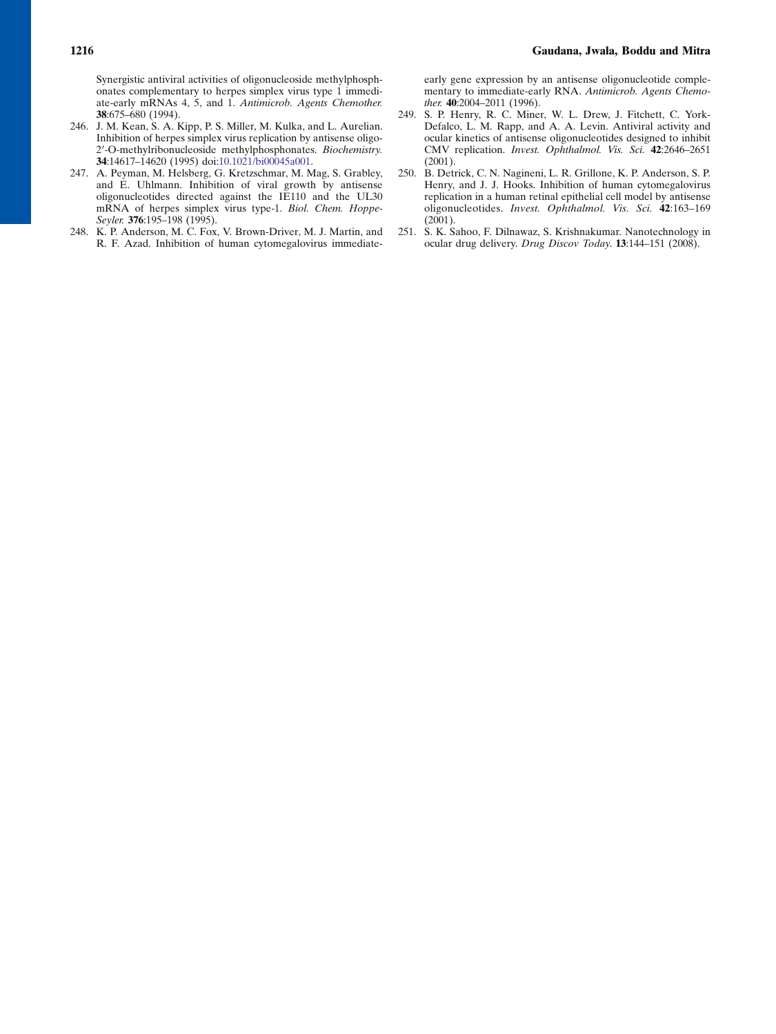Synergistic antiviral activities of oligonucleoside methylphosphonates complementary to herpes simplex virus type 1 immediate-early mRNAs 4, 5, and 1. *Antimicrob. Agents Chemother.* **38**:675–680 (1994).

246. J. M. Kean, S. A. Kipp, P. S. Miller, M. Kulka, and L. Aurelian. Inhibition of herpes simplex virus replication by antisense oligo-2′-O-methylribonucleoside methylphosphonates. *Biochemistry.* **34**:14617–14620 (1995) doi:10.1021/bi00045a001.
247. A. Peyman, M. Helsberg, G. Kretzschmar, M. Mag, S. Grabley, and E. Uhlmann. Inhibition of viral growth by antisense oligonucleotides directed against the IE110 and the UL30 mRNA of herpes simplex virus type-1. *Biol. Chem. Hoppe-Seyler.* **376**:195–198 (1995).
248. K. P. Anderson, M. C. Fox, V. Brown-Driver, M. J. Martin, and R. F. Azad. Inhibition of human cytomegalovirus immediate-early gene expression by an antisense oligonucleotide complementary to immediate-early RNA. *Antimicrob. Agents Chemother.* **40**:2004–2011 (1996).
249. S. P. Henry, R. C. Miner, W. L. Drew, J. Fitchett, C. York-Defalco, L. M. Rapp, and A. A. Levin. Antiviral activity and ocular kinetics of antisense oligonucleotides designed to inhibit CMV replication. *Invest. Ophthalmol. Vis. Sci.* **42**:2646–2651 (2001).
250. B. Detrick, C. N. Nagineni, L. R. Grillone, K. P. Anderson, S. P. Henry, and J. J. Hooks. Inhibition of human cytomegalovirus replication in a human retinal epithelial cell model by antisense oligonucleotides. *Invest. Ophthalmol. Vis. Sci.* **42**:163–169 (2001).
251. S. K. Sahoo, F. Dilnawaz, S. Krishnakumar. Nanotechnology in ocular drug delivery. *Drug Discov Today*. **13**:144–151 (2008).